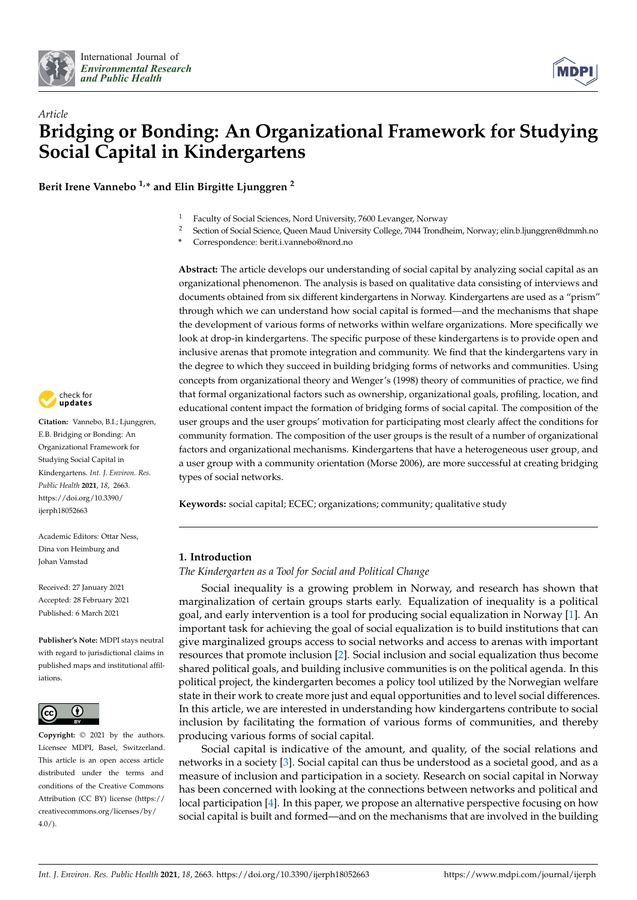*Article*

# Bridging or Bonding: An Organizational Framework for Studying Social Capital in Kindergartens

**Berit Irene Vannebo [1,*] and Elin Birgitte Ljunggren [2]**

[1] Faculty of Social Sciences, Nord University, 7600 Levanger, Norway
[2] Section of Social Science, Queen Maud University College, 7044 Trondheim, Norway; elin.b.ljunggren@dmmh.no
* Correspondence: berit.i.vannebo@nord.no

**Abstract:** The article develops our understanding of social capital by analyzing social capital as an organizational phenomenon. The analysis is based on qualitative data consisting of interviews and documents obtained from six different kindergartens in Norway. Kindergartens are used as a "prism" through which we can understand how social capital is formed—and the mechanisms that shape the development of various forms of networks within welfare organizations. More specifically we look at drop-in kindergartens. The specific purpose of these kindergartens is to provide open and inclusive arenas that promote integration and community. We find that the kindergartens vary in the degree to which they succeed in building bridging forms of networks and communities. Using concepts from organizational theory and Wenger's (1998) theory of communities of practice, we find that formal organizational factors such as ownership, organizational goals, profiling, location, and educational content impact the formation of bridging forms of social capital. The composition of the user groups and the user groups' motivation for participating most clearly affect the conditions for community formation. The composition of the user groups is the result of a number of organizational factors and organizational mechanisms. Kindergartens that have a heterogeneous user group, and a user group with a community orientation (Morse 2006), are more successful at creating bridging types of social networks.

**Keywords:** social capital; ECEC; organizations; community; qualitative study

**Citation:** Vannebo, B.I.; Ljunggren, E.B. Bridging or Bonding: An Organizational Framework for Studying Social Capital in Kindergartens. *Int. J. Environ. Res. Public Health* **2021**, *18*, 2663. https://doi.org/10.3390/ijerph18052663

Academic Editors: Ottar Ness, Dina von Heimburg and Johan Vamstad

Received: 27 January 2021
Accepted: 28 February 2021
Published: 6 March 2021

**Publisher's Note:** MDPI stays neutral with regard to jurisdictional claims in published maps and institutional affiliations.

**Copyright:** © 2021 by the authors. Licensee MDPI, Basel, Switzerland. This article is an open access article distributed under the terms and conditions of the Creative Commons Attribution (CC BY) license (https://creativecommons.org/licenses/by/4.0/).

## 1. Introduction

*The Kindergarten as a Tool for Social and Political Change*

Social inequality is a growing problem in Norway, and research has shown that marginalization of certain groups starts early. Equalization of inequality is a political goal, and early intervention is a tool for producing social equalization in Norway [1]. An important task for achieving the goal of social equalization is to build institutions that can give marginalized groups access to social networks and access to arenas with important resources that promote inclusion [2]. Social inclusion and social equalization thus become shared political goals, and building inclusive communities is on the political agenda. In this political project, the kindergarten becomes a policy tool utilized by the Norwegian welfare state in their work to create more just and equal opportunities and to level social differences. In this article, we are interested in understanding how kindergartens contribute to social inclusion by facilitating the formation of various forms of communities, and thereby producing various forms of social capital.

Social capital is indicative of the amount, and quality, of the social relations and networks in a society [3]. Social capital can thus be understood as a societal good, and as a measure of inclusion and participation in a society. Research on social capital in Norway has been concerned with looking at the connections between networks and political and local participation [4]. In this paper, we propose an alternative perspective focusing on how social capital is built and formed—and on the mechanisms that are involved in the building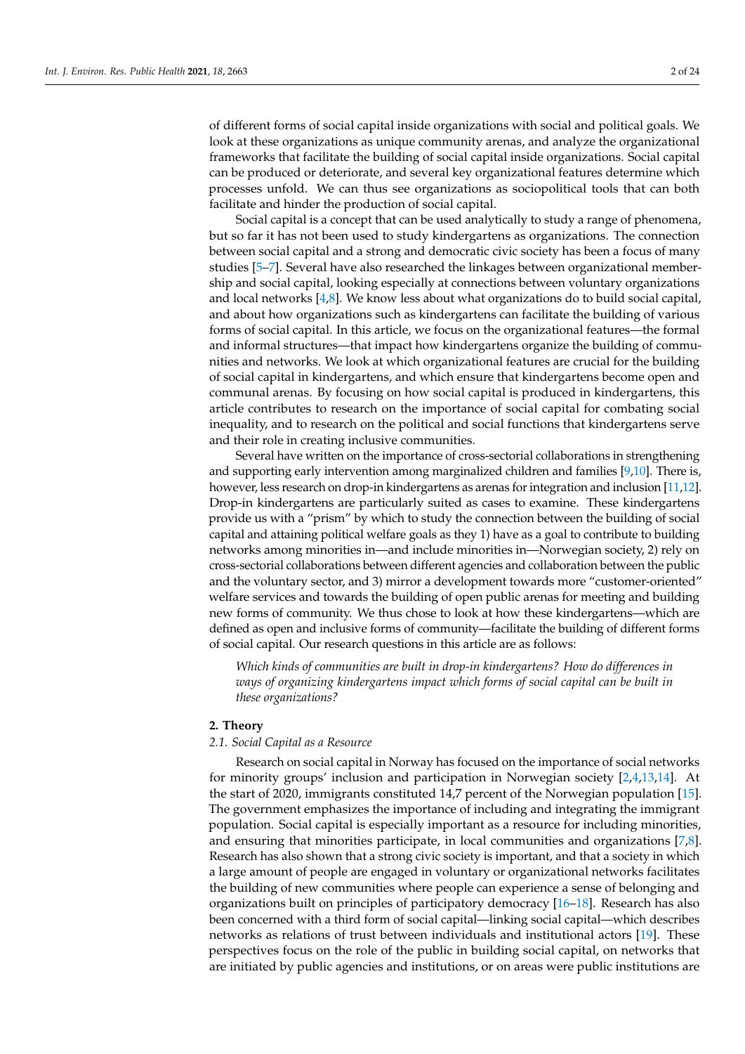of different forms of social capital inside organizations with social and political goals. We look at these organizations as unique community arenas, and analyze the organizational frameworks that facilitate the building of social capital inside organizations. Social capital can be produced or deteriorate, and several key organizational features determine which processes unfold. We can thus see organizations as sociopolitical tools that can both facilitate and hinder the production of social capital.

Social capital is a concept that can be used analytically to study a range of phenomena, but so far it has not been used to study kindergartens as organizations. The connection between social capital and a strong and democratic civic society has been a focus of many studies [5–7]. Several have also researched the linkages between organizational membership and social capital, looking especially at connections between voluntary organizations and local networks [4,8]. We know less about what organizations do to build social capital, and about how organizations such as kindergartens can facilitate the building of various forms of social capital. In this article, we focus on the organizational features—the formal and informal structures—that impact how kindergartens organize the building of communities and networks. We look at which organizational features are crucial for the building of social capital in kindergartens, and which ensure that kindergartens become open and communal arenas. By focusing on how social capital is produced in kindergartens, this article contributes to research on the importance of social capital for combating social inequality, and to research on the political and social functions that kindergartens serve and their role in creating inclusive communities.

Several have written on the importance of cross-sectorial collaborations in strengthening and supporting early intervention among marginalized children and families [9,10]. There is, however, less research on drop-in kindergartens as arenas for integration and inclusion [11,12]. Drop-in kindergartens are particularly suited as cases to examine. These kindergartens provide us with a "prism" by which to study the connection between the building of social capital and attaining political welfare goals as they 1) have as a goal to contribute to building networks among minorities in—and include minorities in—Norwegian society, 2) rely on cross-sectorial collaborations between different agencies and collaboration between the public and the voluntary sector, and 3) mirror a development towards more "customer-oriented" welfare services and towards the building of open public arenas for meeting and building new forms of community. We thus chose to look at how these kindergartens—which are defined as open and inclusive forms of community—facilitate the building of different forms of social capital. Our research questions in this article are as follows:

*Which kinds of communities are built in drop-in kindergartens? How do differences in ways of organizing kindergartens impact which forms of social capital can be built in these organizations?*

## 2. Theory

### 2.1. Social Capital as a Resource

Research on social capital in Norway has focused on the importance of social networks for minority groups' inclusion and participation in Norwegian society [2,4,13,14]. At the start of 2020, immigrants constituted 14,7 percent of the Norwegian population [15]. The government emphasizes the importance of including and integrating the immigrant population. Social capital is especially important as a resource for including minorities, and ensuring that minorities participate, in local communities and organizations [7,8]. Research has also shown that a strong civic society is important, and that a society in which a large amount of people are engaged in voluntary or organizational networks facilitates the building of new communities where people can experience a sense of belonging and organizations built on principles of participatory democracy [16–18]. Research has also been concerned with a third form of social capital—linking social capital—which describes networks as relations of trust between individuals and institutional actors [19]. These perspectives focus on the role of the public in building social capital, on networks that are initiated by public agencies and institutions, or on areas were public institutions are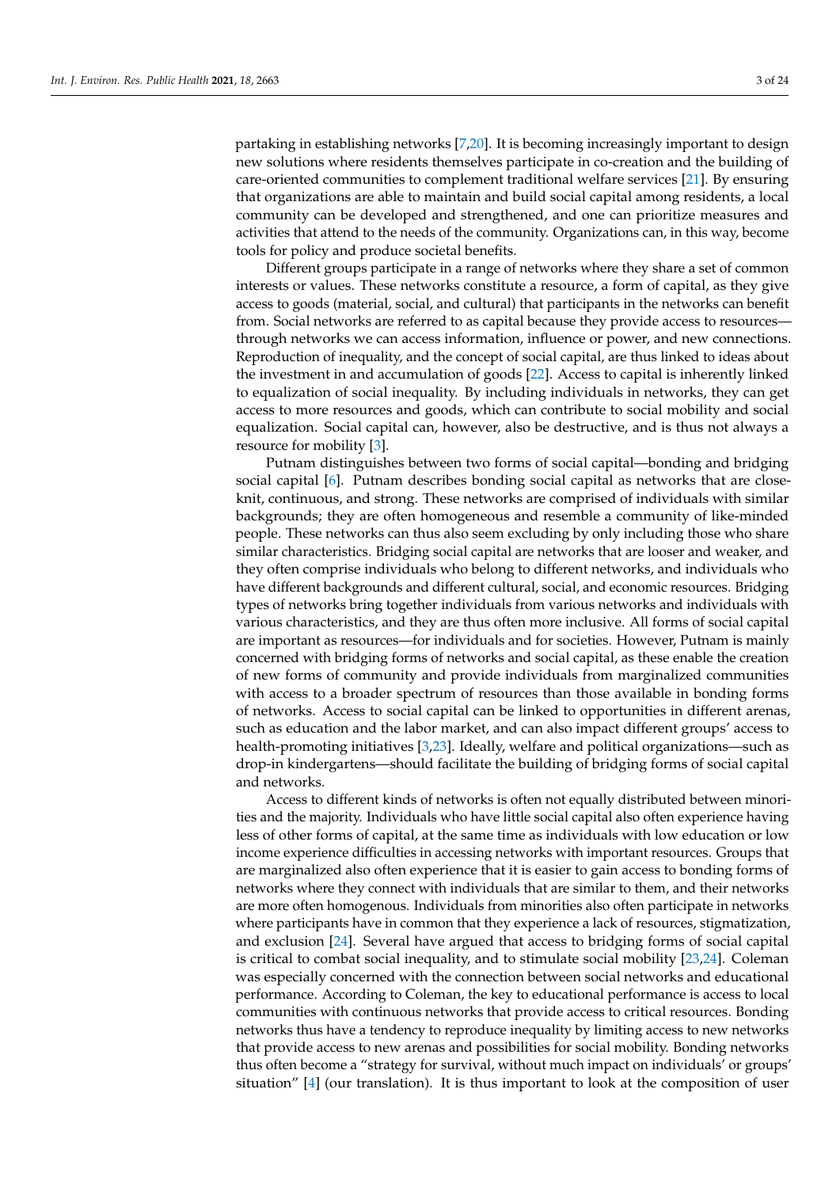partaking in establishing networks [7,20]. It is becoming increasingly important to design new solutions where residents themselves participate in co-creation and the building of care-oriented communities to complement traditional welfare services [21]. By ensuring that organizations are able to maintain and build social capital among residents, a local community can be developed and strengthened, and one can prioritize measures and activities that attend to the needs of the community. Organizations can, in this way, become tools for policy and produce societal benefits.

Different groups participate in a range of networks where they share a set of common interests or values. These networks constitute a resource, a form of capital, as they give access to goods (material, social, and cultural) that participants in the networks can benefit from. Social networks are referred to as capital because they provide access to resources—through networks we can access information, influence or power, and new connections. Reproduction of inequality, and the concept of social capital, are thus linked to ideas about the investment in and accumulation of goods [22]. Access to capital is inherently linked to equalization of social inequality. By including individuals in networks, they can get access to more resources and goods, which can contribute to social mobility and social equalization. Social capital can, however, also be destructive, and is thus not always a resource for mobility [3].

Putnam distinguishes between two forms of social capital—bonding and bridging social capital [6]. Putnam describes bonding social capital as networks that are close-knit, continuous, and strong. These networks are comprised of individuals with similar backgrounds; they are often homogeneous and resemble a community of like-minded people. These networks can thus also seem excluding by only including those who share similar characteristics. Bridging social capital are networks that are looser and weaker, and they often comprise individuals who belong to different networks, and individuals who have different backgrounds and different cultural, social, and economic resources. Bridging types of networks bring together individuals from various networks and individuals with various characteristics, and they are thus often more inclusive. All forms of social capital are important as resources—for individuals and for societies. However, Putnam is mainly concerned with bridging forms of networks and social capital, as these enable the creation of new forms of community and provide individuals from marginalized communities with access to a broader spectrum of resources than those available in bonding forms of networks. Access to social capital can be linked to opportunities in different arenas, such as education and the labor market, and can also impact different groups' access to health-promoting initiatives [3,23]. Ideally, welfare and political organizations—such as drop-in kindergartens—should facilitate the building of bridging forms of social capital and networks.

Access to different kinds of networks is often not equally distributed between minorities and the majority. Individuals who have little social capital also often experience having less of other forms of capital, at the same time as individuals with low education or low income experience difficulties in accessing networks with important resources. Groups that are marginalized also often experience that it is easier to gain access to bonding forms of networks where they connect with individuals that are similar to them, and their networks are more often homogenous. Individuals from minorities also often participate in networks where participants have in common that they experience a lack of resources, stigmatization, and exclusion [24]. Several have argued that access to bridging forms of social capital is critical to combat social inequality, and to stimulate social mobility [23,24]. Coleman was especially concerned with the connection between social networks and educational performance. According to Coleman, the key to educational performance is access to local communities with continuous networks that provide access to critical resources. Bonding networks thus have a tendency to reproduce inequality by limiting access to new networks that provide access to new arenas and possibilities for social mobility. Bonding networks thus often become a "strategy for survival, without much impact on individuals' or groups' situation" [4] (our translation). It is thus important to look at the composition of user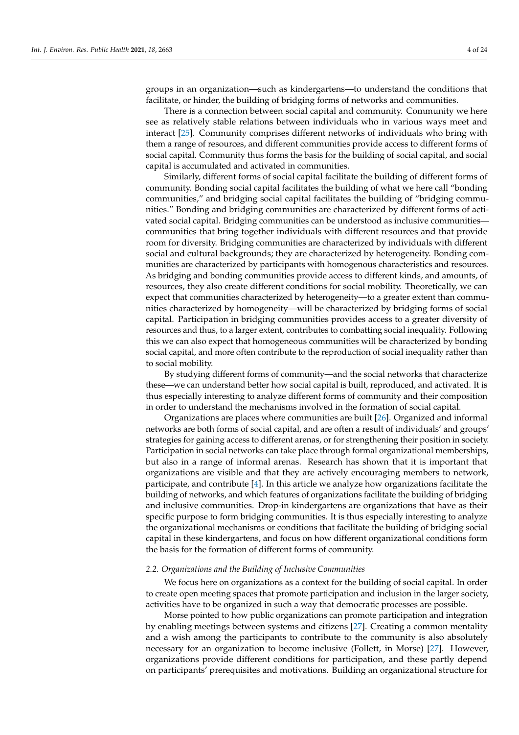groups in an organization—such as kindergartens—to understand the conditions that facilitate, or hinder, the building of bridging forms of networks and communities.

There is a connection between social capital and community. Community we here see as relatively stable relations between individuals who in various ways meet and interact [25]. Community comprises different networks of individuals who bring with them a range of resources, and different communities provide access to different forms of social capital. Community thus forms the basis for the building of social capital, and social capital is accumulated and activated in communities.

Similarly, different forms of social capital facilitate the building of different forms of community. Bonding social capital facilitates the building of what we here call "bonding communities," and bridging social capital facilitates the building of "bridging communities." Bonding and bridging communities are characterized by different forms of activated social capital. Bridging communities can be understood as inclusive communities—communities that bring together individuals with different resources and that provide room for diversity. Bridging communities are characterized by individuals with different social and cultural backgrounds; they are characterized by heterogeneity. Bonding communities are characterized by participants with homogenous characteristics and resources. As bridging and bonding communities provide access to different kinds, and amounts, of resources, they also create different conditions for social mobility. Theoretically, we can expect that communities characterized by heterogeneity—to a greater extent than communities characterized by homogeneity—will be characterized by bridging forms of social capital. Participation in bridging communities provides access to a greater diversity of resources and thus, to a larger extent, contributes to combatting social inequality. Following this we can also expect that homogeneous communities will be characterized by bonding social capital, and more often contribute to the reproduction of social inequality rather than to social mobility.

By studying different forms of community—and the social networks that characterize these—we can understand better how social capital is built, reproduced, and activated. It is thus especially interesting to analyze different forms of community and their composition in order to understand the mechanisms involved in the formation of social capital.

Organizations are places where communities are built [26]. Organized and informal networks are both forms of social capital, and are often a result of individuals' and groups' strategies for gaining access to different arenas, or for strengthening their position in society. Participation in social networks can take place through formal organizational memberships, but also in a range of informal arenas. Research has shown that it is important that organizations are visible and that they are actively encouraging members to network, participate, and contribute [4]. In this article we analyze how organizations facilitate the building of networks, and which features of organizations facilitate the building of bridging and inclusive communities. Drop-in kindergartens are organizations that have as their specific purpose to form bridging communities. It is thus especially interesting to analyze the organizational mechanisms or conditions that facilitate the building of bridging social capital in these kindergartens, and focus on how different organizational conditions form the basis for the formation of different forms of community.

### 2.2. Organizations and the Building of Inclusive Communities

We focus here on organizations as a context for the building of social capital. In order to create open meeting spaces that promote participation and inclusion in the larger society, activities have to be organized in such a way that democratic processes are possible.

Morse pointed to how public organizations can promote participation and integration by enabling meetings between systems and citizens [27]. Creating a common mentality and a wish among the participants to contribute to the community is also absolutely necessary for an organization to become inclusive (Follett, in Morse) [27]. However, organizations provide different conditions for participation, and these partly depend on participants' prerequisites and motivations. Building an organizational structure for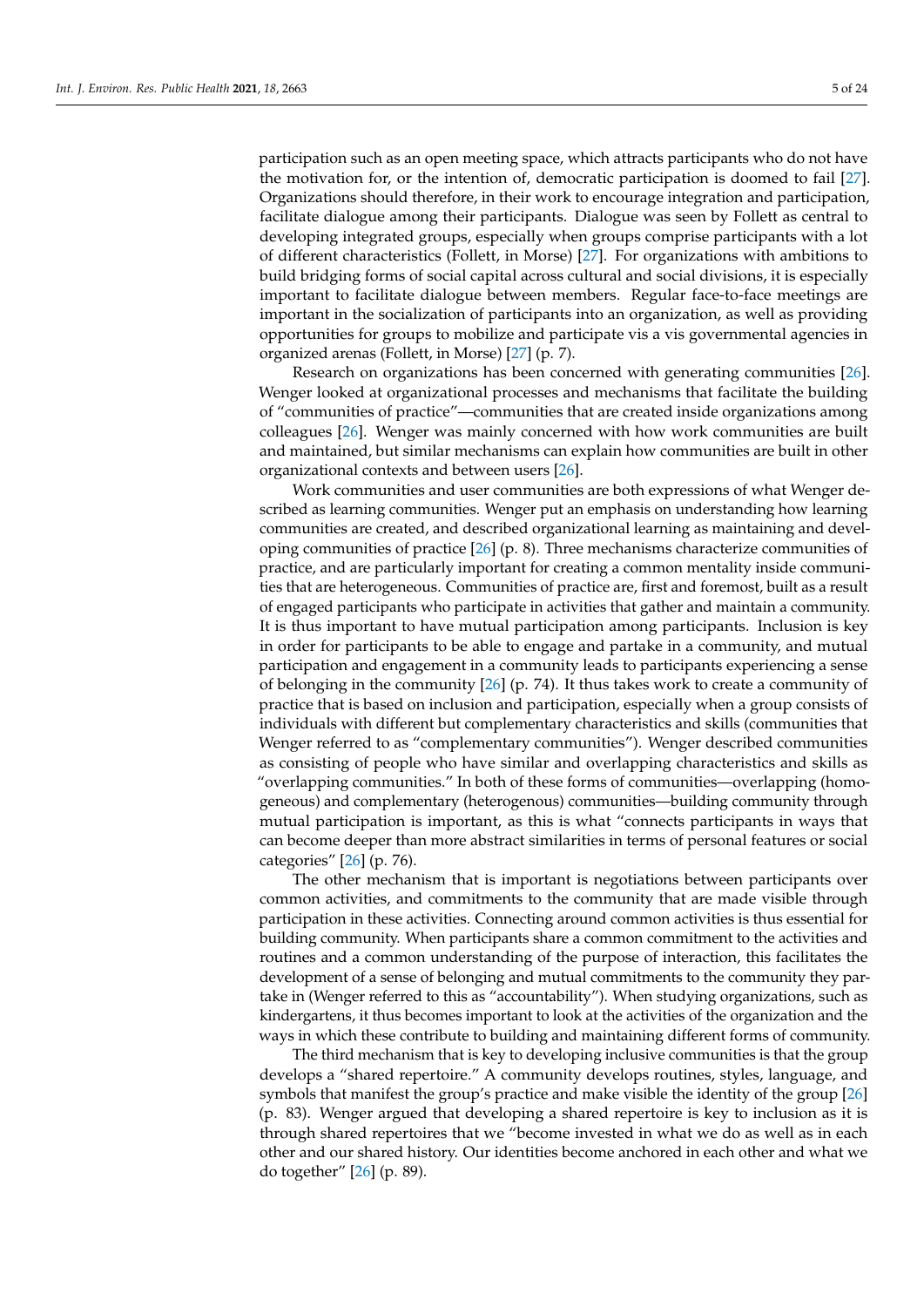participation such as an open meeting space, which attracts participants who do not have the motivation for, or the intention of, democratic participation is doomed to fail [27]. Organizations should therefore, in their work to encourage integration and participation, facilitate dialogue among their participants. Dialogue was seen by Follett as central to developing integrated groups, especially when groups comprise participants with a lot of different characteristics (Follett, in Morse) [27]. For organizations with ambitions to build bridging forms of social capital across cultural and social divisions, it is especially important to facilitate dialogue between members. Regular face-to-face meetings are important in the socialization of participants into an organization, as well as providing opportunities for groups to mobilize and participate vis a vis governmental agencies in organized arenas (Follett, in Morse) [27] (p. 7).

Research on organizations has been concerned with generating communities [26]. Wenger looked at organizational processes and mechanisms that facilitate the building of "communities of practice"—communities that are created inside organizations among colleagues [26]. Wenger was mainly concerned with how work communities are built and maintained, but similar mechanisms can explain how communities are built in other organizational contexts and between users [26].

Work communities and user communities are both expressions of what Wenger described as learning communities. Wenger put an emphasis on understanding how learning communities are created, and described organizational learning as maintaining and developing communities of practice [26] (p. 8). Three mechanisms characterize communities of practice, and are particularly important for creating a common mentality inside communities that are heterogeneous. Communities of practice are, first and foremost, built as a result of engaged participants who participate in activities that gather and maintain a community. It is thus important to have mutual participation among participants. Inclusion is key in order for participants to be able to engage and partake in a community, and mutual participation and engagement in a community leads to participants experiencing a sense of belonging in the community [26] (p. 74). It thus takes work to create a community of practice that is based on inclusion and participation, especially when a group consists of individuals with different but complementary characteristics and skills (communities that Wenger referred to as "complementary communities"). Wenger described communities as consisting of people who have similar and overlapping characteristics and skills as "overlapping communities." In both of these forms of communities—overlapping (homogeneous) and complementary (heterogenous) communities—building community through mutual participation is important, as this is what "connects participants in ways that can become deeper than more abstract similarities in terms of personal features or social categories" [26] (p. 76).

The other mechanism that is important is negotiations between participants over common activities, and commitments to the community that are made visible through participation in these activities. Connecting around common activities is thus essential for building community. When participants share a common commitment to the activities and routines and a common understanding of the purpose of interaction, this facilitates the development of a sense of belonging and mutual commitments to the community they partake in (Wenger referred to this as "accountability"). When studying organizations, such as kindergartens, it thus becomes important to look at the activities of the organization and the ways in which these contribute to building and maintaining different forms of community.

The third mechanism that is key to developing inclusive communities is that the group develops a "shared repertoire." A community develops routines, styles, language, and symbols that manifest the group's practice and make visible the identity of the group [26] (p. 83). Wenger argued that developing a shared repertoire is key to inclusion as it is through shared repertoires that we "become invested in what we do as well as in each other and our shared history. Our identities become anchored in each other and what we do together" [26] (p. 89).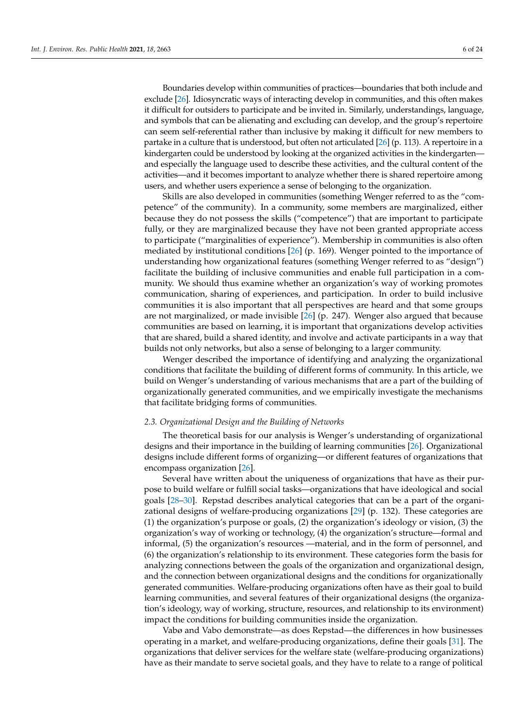Boundaries develop within communities of practices—boundaries that both include and exclude [26]. Idiosyncratic ways of interacting develop in communities, and this often makes it difficult for outsiders to participate and be invited in. Similarly, understandings, language, and symbols that can be alienating and excluding can develop, and the group's repertoire can seem self-referential rather than inclusive by making it difficult for new members to partake in a culture that is understood, but often not articulated [26] (p. 113). A repertoire in a kindergarten could be understood by looking at the organized activities in the kindergarten—and especially the language used to describe these activities, and the cultural content of the activities—and it becomes important to analyze whether there is shared repertoire among users, and whether users experience a sense of belonging to the organization.

Skills are also developed in communities (something Wenger referred to as the "competence" of the community). In a community, some members are marginalized, either because they do not possess the skills ("competence") that are important to participate fully, or they are marginalized because they have not been granted appropriate access to participate ("marginalities of experience"). Membership in communities is also often mediated by institutional conditions [26] (p. 169). Wenger pointed to the importance of understanding how organizational features (something Wenger referred to as "design") facilitate the building of inclusive communities and enable full participation in a community. We should thus examine whether an organization's way of working promotes communication, sharing of experiences, and participation. In order to build inclusive communities it is also important that all perspectives are heard and that some groups are not marginalized, or made invisible [26] (p. 247). Wenger also argued that because communities are based on learning, it is important that organizations develop activities that are shared, build a shared identity, and involve and activate participants in a way that builds not only networks, but also a sense of belonging to a larger community.

Wenger described the importance of identifying and analyzing the organizational conditions that facilitate the building of different forms of community. In this article, we build on Wenger's understanding of various mechanisms that are a part of the building of organizationally generated communities, and we empirically investigate the mechanisms that facilitate bridging forms of communities.

### *2.3. Organizational Design and the Building of Networks*

The theoretical basis for our analysis is Wenger's understanding of organizational designs and their importance in the building of learning communities [26]. Organizational designs include different forms of organizing—or different features of organizations that encompass organization [26].

Several have written about the uniqueness of organizations that have as their purpose to build welfare or fulfill social tasks—organizations that have ideological and social goals [28–30]. Repstad describes analytical categories that can be a part of the organizational designs of welfare-producing organizations [29] (p. 132). These categories are (1) the organization's purpose or goals, (2) the organization's ideology or vision, (3) the organization's way of working or technology, (4) the organization's structure—formal and informal, (5) the organization's resources —material, and in the form of personnel, and (6) the organization's relationship to its environment. These categories form the basis for analyzing connections between the goals of the organization and organizational design, and the connection between organizational designs and the conditions for organizationally generated communities. Welfare-producing organizations often have as their goal to build learning communities, and several features of their organizational designs (the organization's ideology, way of working, structure, resources, and relationship to its environment) impact the conditions for building communities inside the organization.

Vabø and Vabo demonstrate—as does Repstad—the differences in how businesses operating in a market, and welfare-producing organizations, define their goals [31]. The organizations that deliver services for the welfare state (welfare-producing organizations) have as their mandate to serve societal goals, and they have to relate to a range of political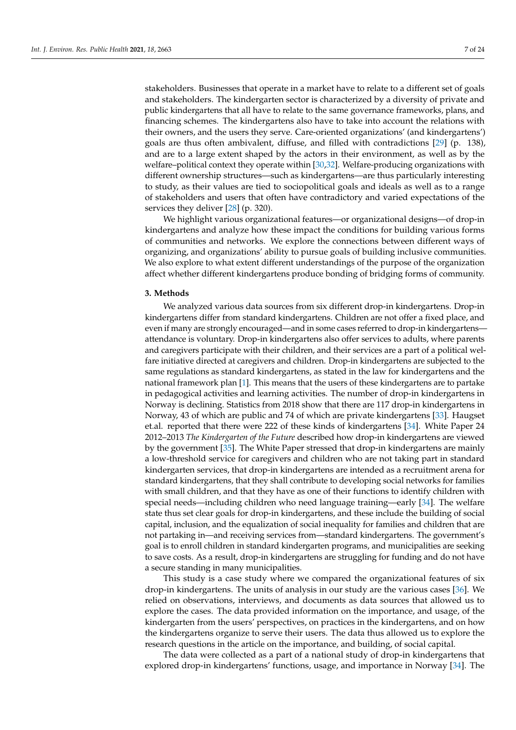stakeholders. Businesses that operate in a market have to relate to a different set of goals and stakeholders. The kindergarten sector is characterized by a diversity of private and public kindergartens that all have to relate to the same governance frameworks, plans, and financing schemes. The kindergartens also have to take into account the relations with their owners, and the users they serve. Care-oriented organizations' (and kindergartens') goals are thus often ambivalent, diffuse, and filled with contradictions [29] (p. 138), and are to a large extent shaped by the actors in their environment, as well as by the welfare–political context they operate within [30,32]. Welfare-producing organizations with different ownership structures—such as kindergartens—are thus particularly interesting to study, as their values are tied to sociopolitical goals and ideals as well as to a range of stakeholders and users that often have contradictory and varied expectations of the services they deliver [28] (p. 320).

We highlight various organizational features—or organizational designs—of drop-in kindergartens and analyze how these impact the conditions for building various forms of communities and networks. We explore the connections between different ways of organizing, and organizations' ability to pursue goals of building inclusive communities. We also explore to what extent different understandings of the purpose of the organization affect whether different kindergartens produce bonding of bridging forms of community.

## 3. Methods

We analyzed various data sources from six different drop-in kindergartens. Drop-in kindergartens differ from standard kindergartens. Children are not offer a fixed place, and even if many are strongly encouraged—and in some cases referred to drop-in kindergartens—attendance is voluntary. Drop-in kindergartens also offer services to adults, where parents and caregivers participate with their children, and their services are a part of a political welfare initiative directed at caregivers and children. Drop-in kindergartens are subjected to the same regulations as standard kindergartens, as stated in the law for kindergartens and the national framework plan [1]. This means that the users of these kindergartens are to partake in pedagogical activities and learning activities. The number of drop-in kindergartens in Norway is declining. Statistics from 2018 show that there are 117 drop-in kindergartens in Norway, 43 of which are public and 74 of which are private kindergartens [33]. Haugset et.al. reported that there were 222 of these kinds of kindergartens [34]. White Paper 24 2012–2013 *The Kindergarten of the Future* described how drop-in kindergartens are viewed by the government [35]. The White Paper stressed that drop-in kindergartens are mainly a low-threshold service for caregivers and children who are not taking part in standard kindergarten services, that drop-in kindergartens are intended as a recruitment arena for standard kindergartens, that they shall contribute to developing social networks for families with small children, and that they have as one of their functions to identify children with special needs—including children who need language training—early [34]. The welfare state thus set clear goals for drop-in kindergartens, and these include the building of social capital, inclusion, and the equalization of social inequality for families and children that are not partaking in—and receiving services from—standard kindergartens. The government's goal is to enroll children in standard kindergarten programs, and municipalities are seeking to save costs. As a result, drop-in kindergartens are struggling for funding and do not have a secure standing in many municipalities.

This study is a case study where we compared the organizational features of six drop-in kindergartens. The units of analysis in our study are the various cases [36]. We relied on observations, interviews, and documents as data sources that allowed us to explore the cases. The data provided information on the importance, and usage, of the kindergarten from the users' perspectives, on practices in the kindergartens, and on how the kindergartens organize to serve their users. The data thus allowed us to explore the research questions in the article on the importance, and building, of social capital.

The data were collected as a part of a national study of drop-in kindergartens that explored drop-in kindergartens' functions, usage, and importance in Norway [34]. The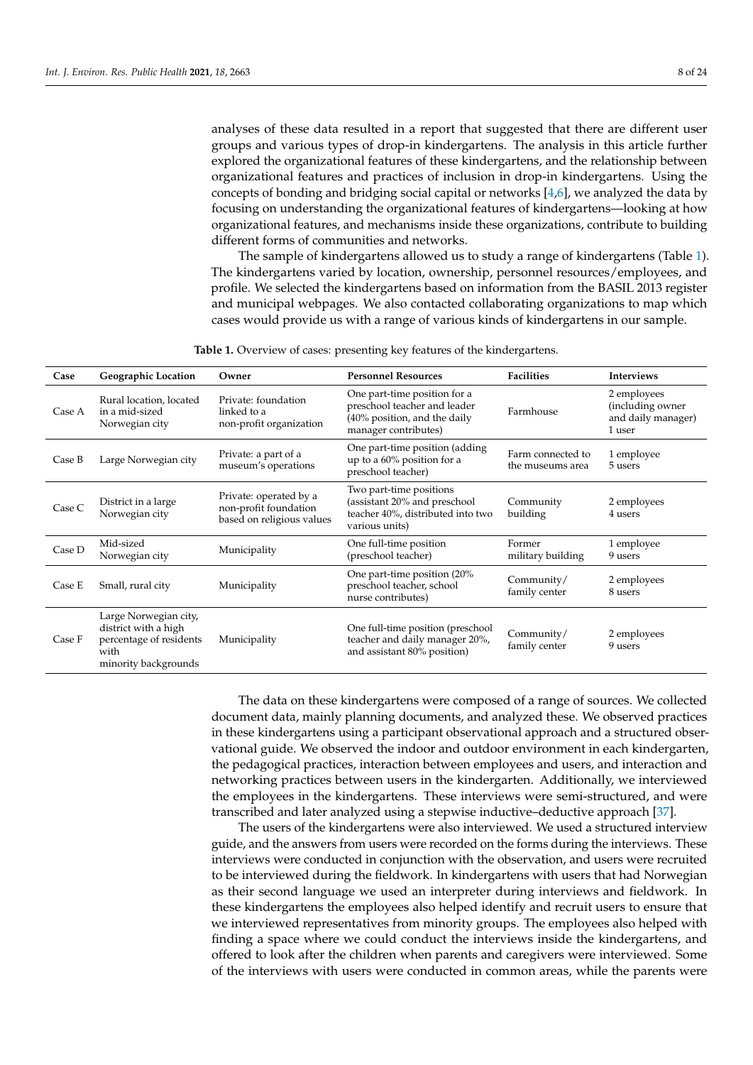analyses of these data resulted in a report that suggested that there are different user groups and various types of drop-in kindergartens. The analysis in this article further explored the organizational features of these kindergartens, and the relationship between organizational features and practices of inclusion in drop-in kindergartens. Using the concepts of bonding and bridging social capital or networks [4,6], we analyzed the data by focusing on understanding the organizational features of kindergartens—looking at how organizational features, and mechanisms inside these organizations, contribute to building different forms of communities and networks.

The sample of kindergartens allowed us to study a range of kindergartens (Table 1). The kindergartens varied by location, ownership, personnel resources/employees, and profile. We selected the kindergartens based on information from the BASIL 2013 register and municipal webpages. We also contacted collaborating organizations to map which cases would provide us with a range of various kinds of kindergartens in our sample.

**Table 1.** Overview of cases: presenting key features of the kindergartens.

| Case | Geographic Location | Owner | Personnel Resources | Facilities | Interviews |
|---|---|---|---|---|---|
| Case A | Rural location, located in a mid-sized Norwegian city | Private: foundation linked to a non-profit organization | One part-time position for a preschool teacher and leader (40% position, and the daily manager contributes) | Farmhouse | 2 employees (including owner and daily manager) 1 user |
| Case B | Large Norwegian city | Private: a part of a museum's operations | One part-time position (adding up to a 60% position for a preschool teacher) | Farm connected to the museums area | 1 employee 5 users |
| Case C | District in a large Norwegian city | Private: operated by a non-profit foundation based on religious values | Two part-time positions (assistant 20% and preschool teacher 40%, distributed into two various units) | Community building | 2 employees 4 users |
| Case D | Mid-sized Norwegian city | Municipality | One full-time position (preschool teacher) | Former military building | 1 employee 9 users |
| Case E | Small, rural city | Municipality | One part-time position (20% preschool teacher, school nurse contributes) | Community/ family center | 2 employees 8 users |
| Case F | Large Norwegian city, district with a high percentage of residents with minority backgrounds | Municipality | One full-time position (preschool teacher and daily manager 20%, and assistant 80% position) | Community/ family center | 2 employees 9 users |

The data on these kindergartens were composed of a range of sources. We collected document data, mainly planning documents, and analyzed these. We observed practices in these kindergartens using a participant observational approach and a structured observational guide. We observed the indoor and outdoor environment in each kindergarten, the pedagogical practices, interaction between employees and users, and interaction and networking practices between users in the kindergarten. Additionally, we interviewed the employees in the kindergartens. These interviews were semi-structured, and were transcribed and later analyzed using a stepwise inductive–deductive approach [37].

The users of the kindergartens were also interviewed. We used a structured interview guide, and the answers from users were recorded on the forms during the interviews. These interviews were conducted in conjunction with the observation, and users were recruited to be interviewed during the fieldwork. In kindergartens with users that had Norwegian as their second language we used an interpreter during interviews and fieldwork. In these kindergartens the employees also helped identify and recruit users to ensure that we interviewed representatives from minority groups. The employees also helped with finding a space where we could conduct the interviews inside the kindergartens, and offered to look after the children when parents and caregivers were interviewed. Some of the interviews with users were conducted in common areas, while the parents were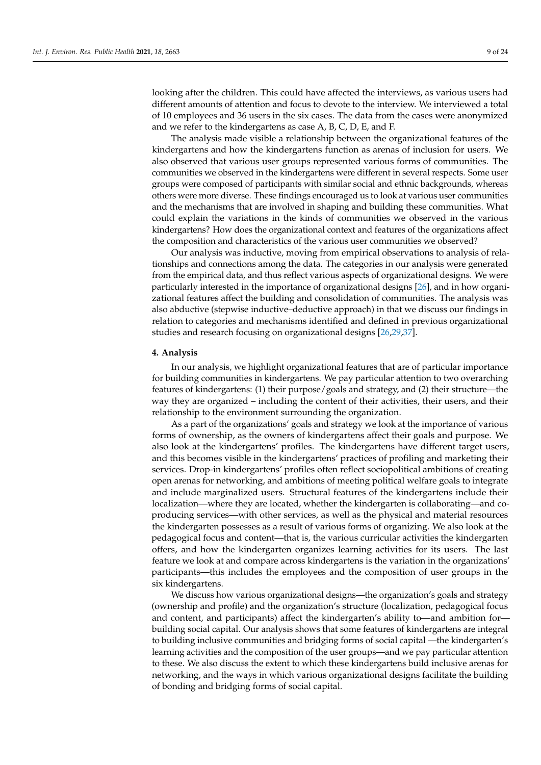looking after the children. This could have affected the interviews, as various users had different amounts of attention and focus to devote to the interview. We interviewed a total of 10 employees and 36 users in the six cases. The data from the cases were anonymized and we refer to the kindergartens as case A, B, C, D, E, and F.

The analysis made visible a relationship between the organizational features of the kindergartens and how the kindergartens function as arenas of inclusion for users. We also observed that various user groups represented various forms of communities. The communities we observed in the kindergartens were different in several respects. Some user groups were composed of participants with similar social and ethnic backgrounds, whereas others were more diverse. These findings encouraged us to look at various user communities and the mechanisms that are involved in shaping and building these communities. What could explain the variations in the kinds of communities we observed in the various kindergartens? How does the organizational context and features of the organizations affect the composition and characteristics of the various user communities we observed?

Our analysis was inductive, moving from empirical observations to analysis of relationships and connections among the data. The categories in our analysis were generated from the empirical data, and thus reflect various aspects of organizational designs. We were particularly interested in the importance of organizational designs [26], and in how organizational features affect the building and consolidation of communities. The analysis was also abductive (stepwise inductive–deductive approach) in that we discuss our findings in relation to categories and mechanisms identified and defined in previous organizational studies and research focusing on organizational designs [26,29,37].

## 4. Analysis

In our analysis, we highlight organizational features that are of particular importance for building communities in kindergartens. We pay particular attention to two overarching features of kindergartens: (1) their purpose/goals and strategy, and (2) their structure—the way they are organized – including the content of their activities, their users, and their relationship to the environment surrounding the organization.

As a part of the organizations' goals and strategy we look at the importance of various forms of ownership, as the owners of kindergartens affect their goals and purpose. We also look at the kindergartens' profiles. The kindergartens have different target users, and this becomes visible in the kindergartens' practices of profiling and marketing their services. Drop-in kindergartens' profiles often reflect sociopolitical ambitions of creating open arenas for networking, and ambitions of meeting political welfare goals to integrate and include marginalized users. Structural features of the kindergartens include their localization—where they are located, whether the kindergarten is collaborating—and co-producing services—with other services, as well as the physical and material resources the kindergarten possesses as a result of various forms of organizing. We also look at the pedagogical focus and content—that is, the various curricular activities the kindergarten offers, and how the kindergarten organizes learning activities for its users. The last feature we look at and compare across kindergartens is the variation in the organizations' participants—this includes the employees and the composition of user groups in the six kindergartens.

We discuss how various organizational designs—the organization's goals and strategy (ownership and profile) and the organization's structure (localization, pedagogical focus and content, and participants) affect the kindergarten's ability to—and ambition for—building social capital. Our analysis shows that some features of kindergartens are integral to building inclusive communities and bridging forms of social capital —the kindergarten's learning activities and the composition of the user groups—and we pay particular attention to these. We also discuss the extent to which these kindergartens build inclusive arenas for networking, and the ways in which various organizational designs facilitate the building of bonding and bridging forms of social capital.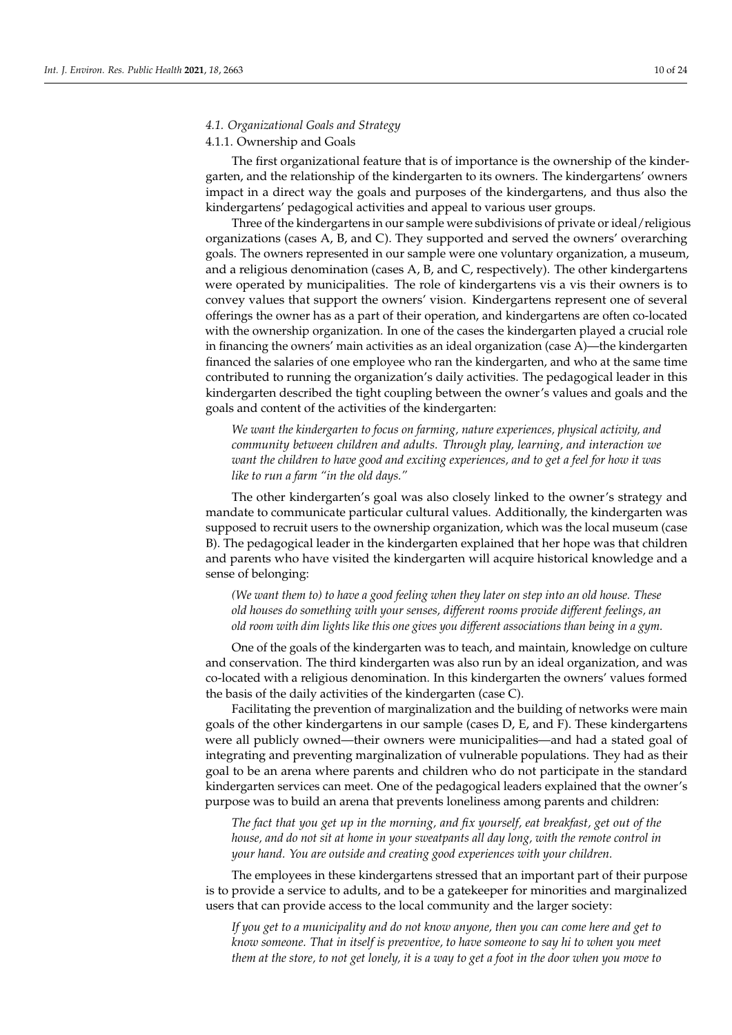### 4.1. Organizational Goals and Strategy

#### 4.1.1. Ownership and Goals

The first organizational feature that is of importance is the ownership of the kindergarten, and the relationship of the kindergarten to its owners. The kindergartens' owners impact in a direct way the goals and purposes of the kindergartens, and thus also the kindergartens' pedagogical activities and appeal to various user groups.

Three of the kindergartens in our sample were subdivisions of private or ideal/religious organizations (cases A, B, and C). They supported and served the owners' overarching goals. The owners represented in our sample were one voluntary organization, a museum, and a religious denomination (cases A, B, and C, respectively). The other kindergartens were operated by municipalities. The role of kindergartens vis a vis their owners is to convey values that support the owners' vision. Kindergartens represent one of several offerings the owner has as a part of their operation, and kindergartens are often co-located with the ownership organization. In one of the cases the kindergarten played a crucial role in financing the owners' main activities as an ideal organization (case A)—the kindergarten financed the salaries of one employee who ran the kindergarten, and who at the same time contributed to running the organization's daily activities. The pedagogical leader in this kindergarten described the tight coupling between the owner's values and goals and the goals and content of the activities of the kindergarten:

> *We want the kindergarten to focus on farming, nature experiences, physical activity, and community between children and adults. Through play, learning, and interaction we want the children to have good and exciting experiences, and to get a feel for how it was like to run a farm "in the old days."*

The other kindergarten's goal was also closely linked to the owner's strategy and mandate to communicate particular cultural values. Additionally, the kindergarten was supposed to recruit users to the ownership organization, which was the local museum (case B). The pedagogical leader in the kindergarten explained that her hope was that children and parents who have visited the kindergarten will acquire historical knowledge and a sense of belonging:

> *(We want them to) to have a good feeling when they later on step into an old house. These old houses do something with your senses, different rooms provide different feelings, an old room with dim lights like this one gives you different associations than being in a gym.*

One of the goals of the kindergarten was to teach, and maintain, knowledge on culture and conservation. The third kindergarten was also run by an ideal organization, and was co-located with a religious denomination. In this kindergarten the owners' values formed the basis of the daily activities of the kindergarten (case C).

Facilitating the prevention of marginalization and the building of networks were main goals of the other kindergartens in our sample (cases D, E, and F). These kindergartens were all publicly owned—their owners were municipalities—and had a stated goal of integrating and preventing marginalization of vulnerable populations. They had as their goal to be an arena where parents and children who do not participate in the standard kindergarten services can meet. One of the pedagogical leaders explained that the owner's purpose was to build an arena that prevents loneliness among parents and children:

> *The fact that you get up in the morning, and fix yourself, eat breakfast, get out of the house, and do not sit at home in your sweatpants all day long, with the remote control in your hand. You are outside and creating good experiences with your children.*

The employees in these kindergartens stressed that an important part of their purpose is to provide a service to adults, and to be a gatekeeper for minorities and marginalized users that can provide access to the local community and the larger society:

> *If you get to a municipality and do not know anyone, then you can come here and get to know someone. That in itself is preventive, to have someone to say hi to when you meet them at the store, to not get lonely, it is a way to get a foot in the door when you move to*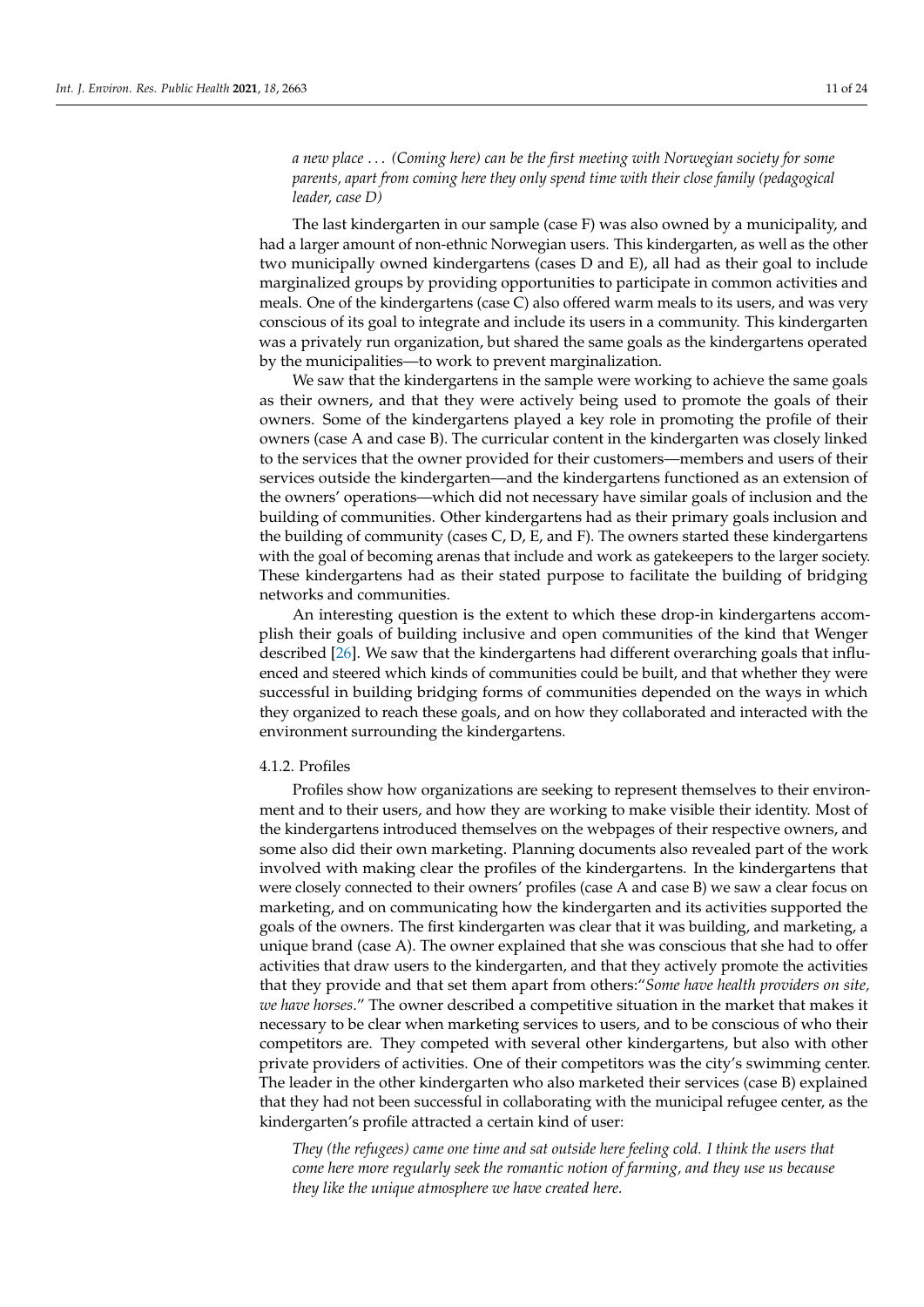*a new place . . . (Coming here) can be the first meeting with Norwegian society for some parents, apart from coming here they only spend time with their close family (pedagogical leader, case D)*

The last kindergarten in our sample (case F) was also owned by a municipality, and had a larger amount of non-ethnic Norwegian users. This kindergarten, as well as the other two municipally owned kindergartens (cases D and E), all had as their goal to include marginalized groups by providing opportunities to participate in common activities and meals. One of the kindergartens (case C) also offered warm meals to its users, and was very conscious of its goal to integrate and include its users in a community. This kindergarten was a privately run organization, but shared the same goals as the kindergartens operated by the municipalities—to work to prevent marginalization.

We saw that the kindergartens in the sample were working to achieve the same goals as their owners, and that they were actively being used to promote the goals of their owners. Some of the kindergartens played a key role in promoting the profile of their owners (case A and case B). The curricular content in the kindergarten was closely linked to the services that the owner provided for their customers—members and users of their services outside the kindergarten—and the kindergartens functioned as an extension of the owners' operations—which did not necessary have similar goals of inclusion and the building of communities. Other kindergartens had as their primary goals inclusion and the building of community (cases C, D, E, and F). The owners started these kindergartens with the goal of becoming arenas that include and work as gatekeepers to the larger society. These kindergartens had as their stated purpose to facilitate the building of bridging networks and communities.

An interesting question is the extent to which these drop-in kindergartens accomplish their goals of building inclusive and open communities of the kind that Wenger described [26]. We saw that the kindergartens had different overarching goals that influenced and steered which kinds of communities could be built, and that whether they were successful in building bridging forms of communities depended on the ways in which they organized to reach these goals, and on how they collaborated and interacted with the environment surrounding the kindergartens.

#### 4.1.2. Profiles

Profiles show how organizations are seeking to represent themselves to their environment and to their users, and how they are working to make visible their identity. Most of the kindergartens introduced themselves on the webpages of their respective owners, and some also did their own marketing. Planning documents also revealed part of the work involved with making clear the profiles of the kindergartens. In the kindergartens that were closely connected to their owners' profiles (case A and case B) we saw a clear focus on marketing, and on communicating how the kindergarten and its activities supported the goals of the owners. The first kindergarten was clear that it was building, and marketing, a unique brand (case A). The owner explained that she was conscious that she had to offer activities that draw users to the kindergarten, and that they actively promote the activities that they provide and that set them apart from others:"*Some have health providers on site, we have horses*." The owner described a competitive situation in the market that makes it necessary to be clear when marketing services to users, and to be conscious of who their competitors are. They competed with several other kindergartens, but also with other private providers of activities. One of their competitors was the city's swimming center. The leader in the other kindergarten who also marketed their services (case B) explained that they had not been successful in collaborating with the municipal refugee center, as the kindergarten's profile attracted a certain kind of user:

*They (the refugees) came one time and sat outside here feeling cold. I think the users that come here more regularly seek the romantic notion of farming, and they use us because they like the unique atmosphere we have created here.*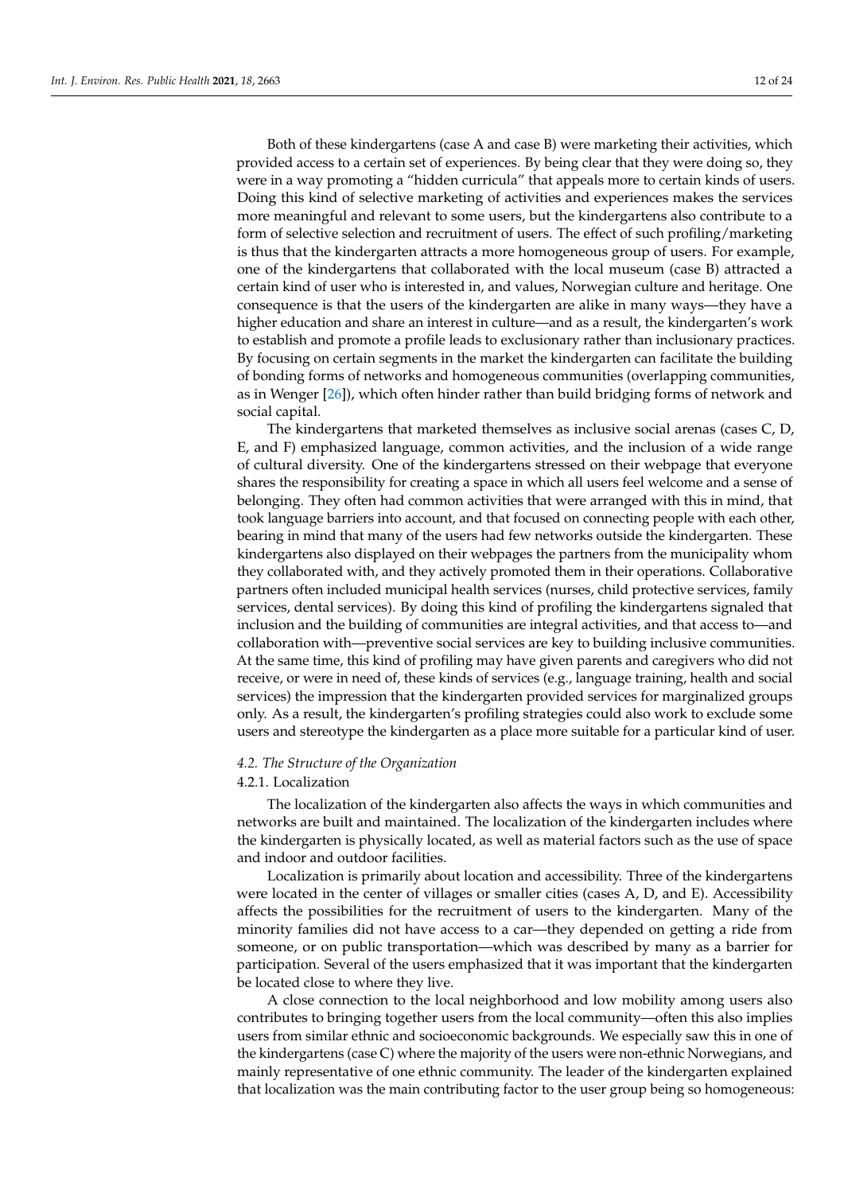Both of these kindergartens (case A and case B) were marketing their activities, which provided access to a certain set of experiences. By being clear that they were doing so, they were in a way promoting a "hidden curricula" that appeals more to certain kinds of users. Doing this kind of selective marketing of activities and experiences makes the services more meaningful and relevant to some users, but the kindergartens also contribute to a form of selective selection and recruitment of users. The effect of such profiling/marketing is thus that the kindergarten attracts a more homogeneous group of users. For example, one of the kindergartens that collaborated with the local museum (case B) attracted a certain kind of user who is interested in, and values, Norwegian culture and heritage. One consequence is that the users of the kindergarten are alike in many ways—they have a higher education and share an interest in culture—and as a result, the kindergarten's work to establish and promote a profile leads to exclusionary rather than inclusionary practices. By focusing on certain segments in the market the kindergarten can facilitate the building of bonding forms of networks and homogeneous communities (overlapping communities, as in Wenger [26]), which often hinder rather than build bridging forms of network and social capital.

The kindergartens that marketed themselves as inclusive social arenas (cases C, D, E, and F) emphasized language, common activities, and the inclusion of a wide range of cultural diversity. One of the kindergartens stressed on their webpage that everyone shares the responsibility for creating a space in which all users feel welcome and a sense of belonging. They often had common activities that were arranged with this in mind, that took language barriers into account, and that focused on connecting people with each other, bearing in mind that many of the users had few networks outside the kindergarten. These kindergartens also displayed on their webpages the partners from the municipality whom they collaborated with, and they actively promoted them in their operations. Collaborative partners often included municipal health services (nurses, child protective services, family services, dental services). By doing this kind of profiling the kindergartens signaled that inclusion and the building of communities are integral activities, and that access to—and collaboration with—preventive social services are key to building inclusive communities. At the same time, this kind of profiling may have given parents and caregivers who did not receive, or were in need of, these kinds of services (e.g., language training, health and social services) the impression that the kindergarten provided services for marginalized groups only. As a result, the kindergarten's profiling strategies could also work to exclude some users and stereotype the kindergarten as a place more suitable for a particular kind of user.

### *4.2. The Structure of the Organization*

#### 4.2.1. Localization

The localization of the kindergarten also affects the ways in which communities and networks are built and maintained. The localization of the kindergarten includes where the kindergarten is physically located, as well as material factors such as the use of space and indoor and outdoor facilities.

Localization is primarily about location and accessibility. Three of the kindergartens were located in the center of villages or smaller cities (cases A, D, and E). Accessibility affects the possibilities for the recruitment of users to the kindergarten. Many of the minority families did not have access to a car—they depended on getting a ride from someone, or on public transportation—which was described by many as a barrier for participation. Several of the users emphasized that it was important that the kindergarten be located close to where they live.

A close connection to the local neighborhood and low mobility among users also contributes to bringing together users from the local community—often this also implies users from similar ethnic and socioeconomic backgrounds. We especially saw this in one of the kindergartens (case C) where the majority of the users were non-ethnic Norwegians, and mainly representative of one ethnic community. The leader of the kindergarten explained that localization was the main contributing factor to the user group being so homogeneous: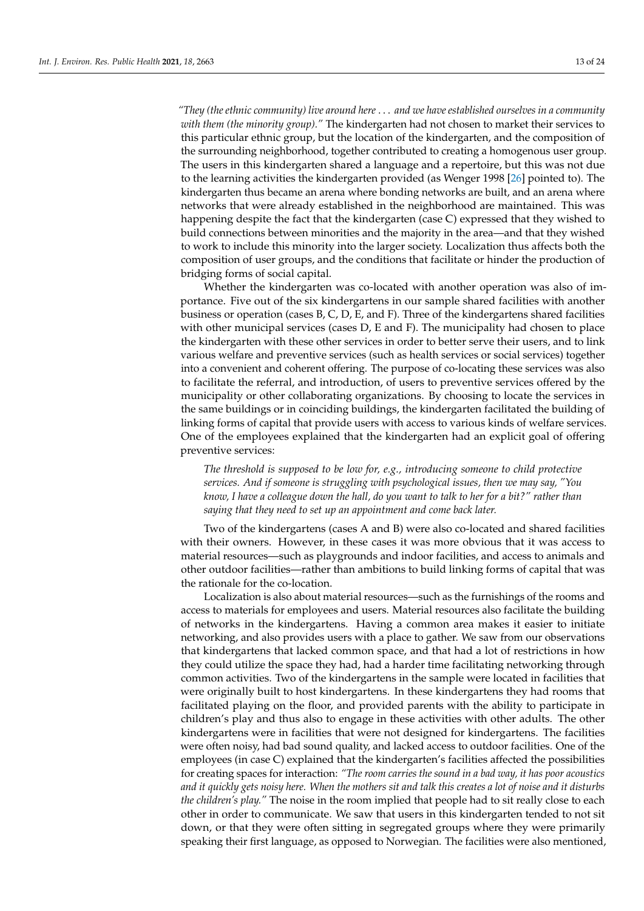*"They (the ethnic community) live around here . . . and we have established ourselves in a community with them (the minority group)."* The kindergarten had not chosen to market their services to this particular ethnic group, but the location of the kindergarten, and the composition of the surrounding neighborhood, together contributed to creating a homogenous user group. The users in this kindergarten shared a language and a repertoire, but this was not due to the learning activities the kindergarten provided (as Wenger 1998 [26] pointed to). The kindergarten thus became an arena where bonding networks are built, and an arena where networks that were already established in the neighborhood are maintained. This was happening despite the fact that the kindergarten (case C) expressed that they wished to build connections between minorities and the majority in the area—and that they wished to work to include this minority into the larger society. Localization thus affects both the composition of user groups, and the conditions that facilitate or hinder the production of bridging forms of social capital.

Whether the kindergarten was co-located with another operation was also of importance. Five out of the six kindergartens in our sample shared facilities with another business or operation (cases B, C, D, E, and F). Three of the kindergartens shared facilities with other municipal services (cases D, E and F). The municipality had chosen to place the kindergarten with these other services in order to better serve their users, and to link various welfare and preventive services (such as health services or social services) together into a convenient and coherent offering. The purpose of co-locating these services was also to facilitate the referral, and introduction, of users to preventive services offered by the municipality or other collaborating organizations. By choosing to locate the services in the same buildings or in coinciding buildings, the kindergarten facilitated the building of linking forms of capital that provide users with access to various kinds of welfare services. One of the employees explained that the kindergarten had an explicit goal of offering preventive services:

> *The threshold is supposed to be low for, e.g., introducing someone to child protective services. And if someone is struggling with psychological issues, then we may say, "You know, I have a colleague down the hall, do you want to talk to her for a bit?" rather than saying that they need to set up an appointment and come back later.*

Two of the kindergartens (cases A and B) were also co-located and shared facilities with their owners. However, in these cases it was more obvious that it was access to material resources—such as playgrounds and indoor facilities, and access to animals and other outdoor facilities—rather than ambitions to build linking forms of capital that was the rationale for the co-location.

Localization is also about material resources—such as the furnishings of the rooms and access to materials for employees and users. Material resources also facilitate the building of networks in the kindergartens. Having a common area makes it easier to initiate networking, and also provides users with a place to gather. We saw from our observations that kindergartens that lacked common space, and that had a lot of restrictions in how they could utilize the space they had, had a harder time facilitating networking through common activities. Two of the kindergartens in the sample were located in facilities that were originally built to host kindergartens. In these kindergartens they had rooms that facilitated playing on the floor, and provided parents with the ability to participate in children's play and thus also to engage in these activities with other adults. The other kindergartens were in facilities that were not designed for kindergartens. The facilities were often noisy, had bad sound quality, and lacked access to outdoor facilities. One of the employees (in case C) explained that the kindergarten's facilities affected the possibilities for creating spaces for interaction: *"The room carries the sound in a bad way, it has poor acoustics and it quickly gets noisy here. When the mothers sit and talk this creates a lot of noise and it disturbs the children's play."* The noise in the room implied that people had to sit really close to each other in order to communicate. We saw that users in this kindergarten tended to not sit down, or that they were often sitting in segregated groups where they were primarily speaking their first language, as opposed to Norwegian. The facilities were also mentioned,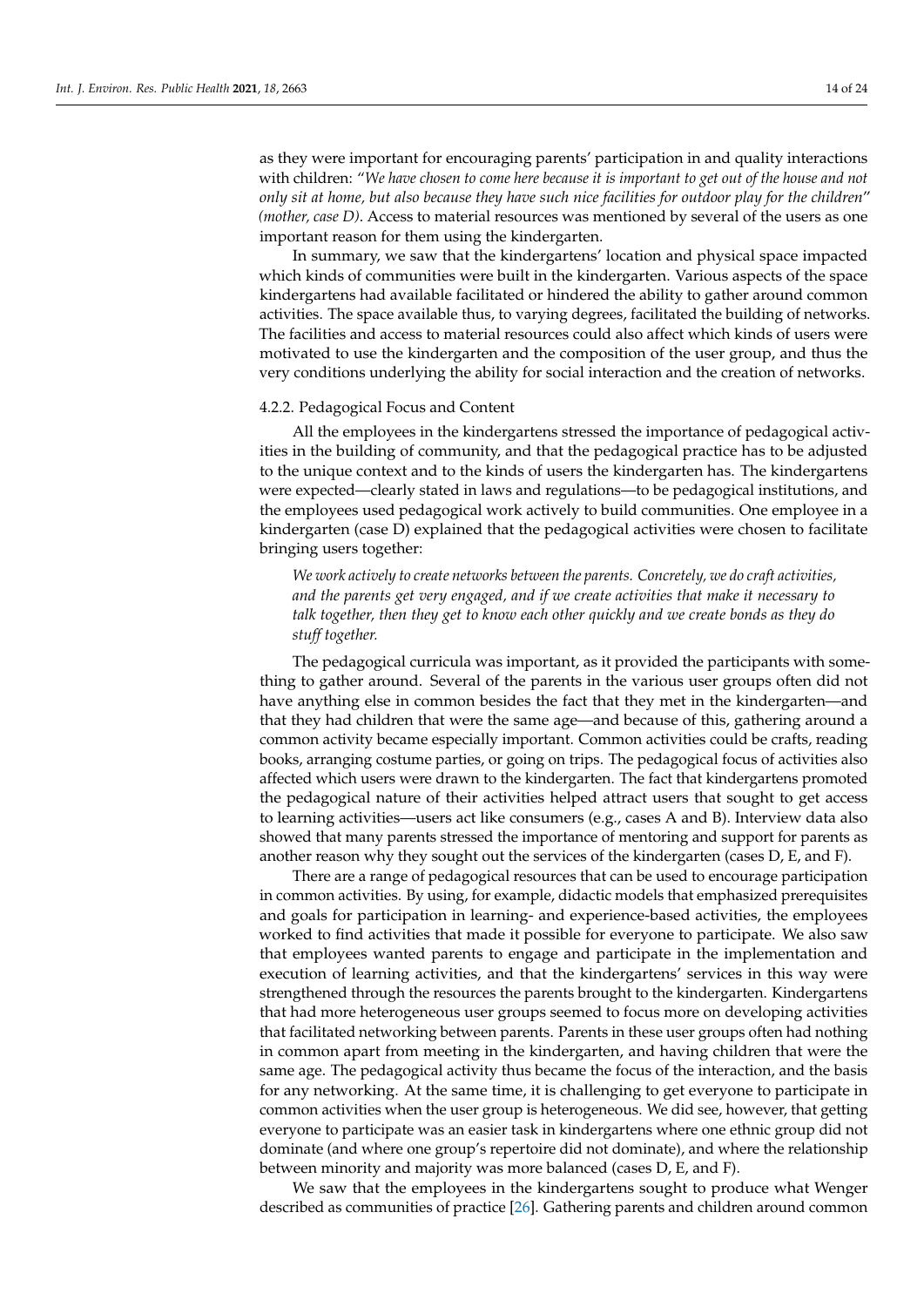as they were important for encouraging parents' participation in and quality interactions with children: "*We have chosen to come here because it is important to get out of the house and not only sit at home, but also because they have such nice facilities for outdoor play for the children*" *(mother, case D)*. Access to material resources was mentioned by several of the users as one important reason for them using the kindergarten.

In summary, we saw that the kindergartens' location and physical space impacted which kinds of communities were built in the kindergarten. Various aspects of the space kindergartens had available facilitated or hindered the ability to gather around common activities. The space available thus, to varying degrees, facilitated the building of networks. The facilities and access to material resources could also affect which kinds of users were motivated to use the kindergarten and the composition of the user group, and thus the very conditions underlying the ability for social interaction and the creation of networks.

#### 4.2.2. Pedagogical Focus and Content

All the employees in the kindergartens stressed the importance of pedagogical activities in the building of community, and that the pedagogical practice has to be adjusted to the unique context and to the kinds of users the kindergarten has. The kindergartens were expected—clearly stated in laws and regulations—to be pedagogical institutions, and the employees used pedagogical work actively to build communities. One employee in a kindergarten (case D) explained that the pedagogical activities were chosen to facilitate bringing users together:

> *We work actively to create networks between the parents. Concretely, we do craft activities, and the parents get very engaged, and if we create activities that make it necessary to talk together, then they get to know each other quickly and we create bonds as they do stuff together.*

The pedagogical curricula was important, as it provided the participants with something to gather around. Several of the parents in the various user groups often did not have anything else in common besides the fact that they met in the kindergarten—and that they had children that were the same age—and because of this, gathering around a common activity became especially important. Common activities could be crafts, reading books, arranging costume parties, or going on trips. The pedagogical focus of activities also affected which users were drawn to the kindergarten. The fact that kindergartens promoted the pedagogical nature of their activities helped attract users that sought to get access to learning activities—users act like consumers (e.g., cases A and B). Interview data also showed that many parents stressed the importance of mentoring and support for parents as another reason why they sought out the services of the kindergarten (cases D, E, and F).

There are a range of pedagogical resources that can be used to encourage participation in common activities. By using, for example, didactic models that emphasized prerequisites and goals for participation in learning- and experience-based activities, the employees worked to find activities that made it possible for everyone to participate. We also saw that employees wanted parents to engage and participate in the implementation and execution of learning activities, and that the kindergartens' services in this way were strengthened through the resources the parents brought to the kindergarten. Kindergartens that had more heterogeneous user groups seemed to focus more on developing activities that facilitated networking between parents. Parents in these user groups often had nothing in common apart from meeting in the kindergarten, and having children that were the same age. The pedagogical activity thus became the focus of the interaction, and the basis for any networking. At the same time, it is challenging to get everyone to participate in common activities when the user group is heterogeneous. We did see, however, that getting everyone to participate was an easier task in kindergartens where one ethnic group did not dominate (and where one group's repertoire did not dominate), and where the relationship between minority and majority was more balanced (cases D, E, and F).

We saw that the employees in the kindergartens sought to produce what Wenger described as communities of practice [26]. Gathering parents and children around common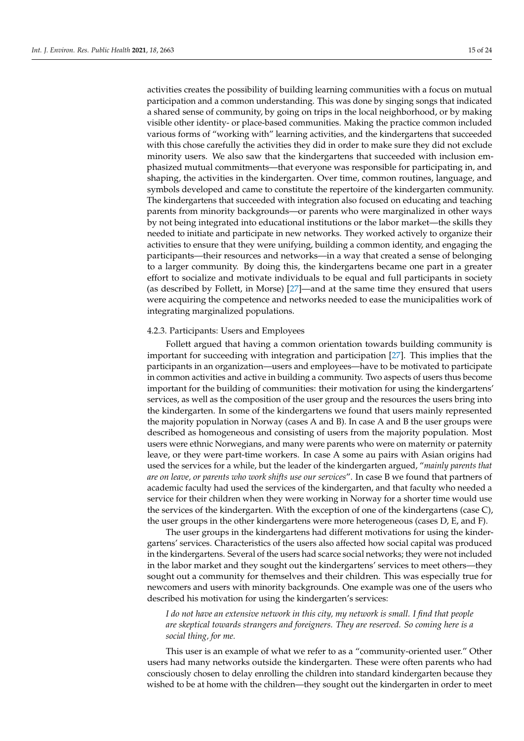activities creates the possibility of building learning communities with a focus on mutual participation and a common understanding. This was done by singing songs that indicated a shared sense of community, by going on trips in the local neighborhood, or by making visible other identity- or place-based communities. Making the practice common included various forms of "working with" learning activities, and the kindergartens that succeeded with this chose carefully the activities they did in order to make sure they did not exclude minority users. We also saw that the kindergartens that succeeded with inclusion emphasized mutual commitments—that everyone was responsible for participating in, and shaping, the activities in the kindergarten. Over time, common routines, language, and symbols developed and came to constitute the repertoire of the kindergarten community. The kindergartens that succeeded with integration also focused on educating and teaching parents from minority backgrounds—or parents who were marginalized in other ways by not being integrated into educational institutions or the labor market—the skills they needed to initiate and participate in new networks. They worked actively to organize their activities to ensure that they were unifying, building a common identity, and engaging the participants—their resources and networks—in a way that created a sense of belonging to a larger community. By doing this, the kindergartens became one part in a greater effort to socialize and motivate individuals to be equal and full participants in society (as described by Follett, in Morse) [27]—and at the same time they ensured that users were acquiring the competence and networks needed to ease the municipalities work of integrating marginalized populations.

#### 4.2.3. Participants: Users and Employees

Follett argued that having a common orientation towards building community is important for succeeding with integration and participation [27]. This implies that the participants in an organization—users and employees—have to be motivated to participate in common activities and active in building a community. Two aspects of users thus become important for the building of communities: their motivation for using the kindergartens' services, as well as the composition of the user group and the resources the users bring into the kindergarten. In some of the kindergartens we found that users mainly represented the majority population in Norway (cases A and B). In case A and B the user groups were described as homogeneous and consisting of users from the majority population. Most users were ethnic Norwegians, and many were parents who were on maternity or paternity leave, or they were part-time workers. In case A some au pairs with Asian origins had used the services for a while, but the leader of the kindergarten argued, "*mainly parents that are on leave, or parents who work shifts use our services*". In case B we found that partners of academic faculty had used the services of the kindergarten, and that faculty who needed a service for their children when they were working in Norway for a shorter time would use the services of the kindergarten. With the exception of one of the kindergartens (case C), the user groups in the other kindergartens were more heterogeneous (cases D, E, and F).

The user groups in the kindergartens had different motivations for using the kindergartens' services. Characteristics of the users also affected how social capital was produced in the kindergartens. Several of the users had scarce social networks; they were not included in the labor market and they sought out the kindergartens' services to meet others—they sought out a community for themselves and their children. This was especially true for newcomers and users with minority backgrounds. One example was one of the users who described his motivation for using the kindergarten's services:

> *I do not have an extensive network in this city, my network is small. I find that people are skeptical towards strangers and foreigners. They are reserved. So coming here is a social thing, for me.*

This user is an example of what we refer to as a "community-oriented user." Other users had many networks outside the kindergarten. These were often parents who had consciously chosen to delay enrolling the children into standard kindergarten because they wished to be at home with the children—they sought out the kindergarten in order to meet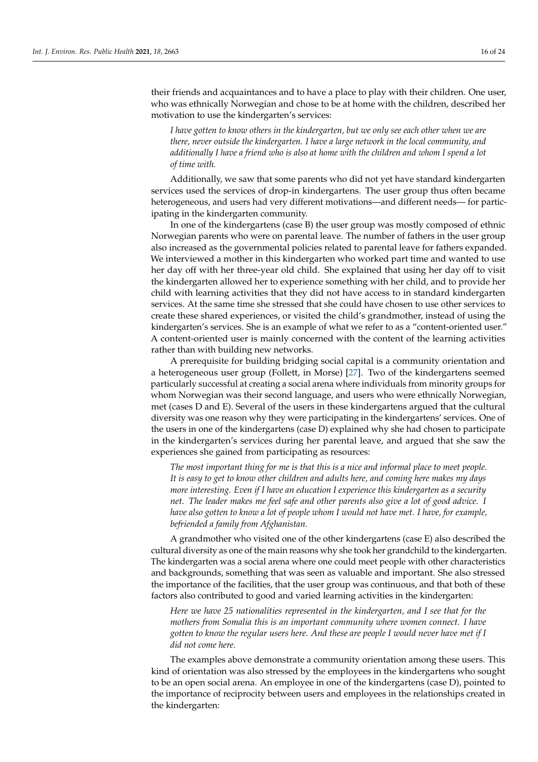their friends and acquaintances and to have a place to play with their children. One user, who was ethnically Norwegian and chose to be at home with the children, described her motivation to use the kindergarten's services:

> *I have gotten to know others in the kindergarten, but we only see each other when we are there, never outside the kindergarten. I have a large network in the local community, and additionally I have a friend who is also at home with the children and whom I spend a lot of time with.*

Additionally, we saw that some parents who did not yet have standard kindergarten services used the services of drop-in kindergartens. The user group thus often became heterogeneous, and users had very different motivations—and different needs— for participating in the kindergarten community.

In one of the kindergartens (case B) the user group was mostly composed of ethnic Norwegian parents who were on parental leave. The number of fathers in the user group also increased as the governmental policies related to parental leave for fathers expanded. We interviewed a mother in this kindergarten who worked part time and wanted to use her day off with her three-year old child. She explained that using her day off to visit the kindergarten allowed her to experience something with her child, and to provide her child with learning activities that they did not have access to in standard kindergarten services. At the same time she stressed that she could have chosen to use other services to create these shared experiences, or visited the child's grandmother, instead of using the kindergarten's services. She is an example of what we refer to as a "content-oriented user." A content-oriented user is mainly concerned with the content of the learning activities rather than with building new networks.

A prerequisite for building bridging social capital is a community orientation and a heterogeneous user group (Follett, in Morse) [27]. Two of the kindergartens seemed particularly successful at creating a social arena where individuals from minority groups for whom Norwegian was their second language, and users who were ethnically Norwegian, met (cases D and E). Several of the users in these kindergartens argued that the cultural diversity was one reason why they were participating in the kindergartens' services. One of the users in one of the kindergartens (case D) explained why she had chosen to participate in the kindergarten's services during her parental leave, and argued that she saw the experiences she gained from participating as resources:

> *The most important thing for me is that this is a nice and informal place to meet people. It is easy to get to know other children and adults here, and coming here makes my days more interesting. Even if I have an education I experience this kindergarten as a security net. The leader makes me feel safe and other parents also give a lot of good advice. I have also gotten to know a lot of people whom I would not have met. I have, for example, befriended a family from Afghanistan.*

A grandmother who visited one of the other kindergartens (case E) also described the cultural diversity as one of the main reasons why she took her grandchild to the kindergarten. The kindergarten was a social arena where one could meet people with other characteristics and backgrounds, something that was seen as valuable and important. She also stressed the importance of the facilities, that the user group was continuous, and that both of these factors also contributed to good and varied learning activities in the kindergarten:

> *Here we have 25 nationalities represented in the kindergarten, and I see that for the mothers from Somalia this is an important community where women connect. I have gotten to know the regular users here. And these are people I would never have met if I did not come here.*

The examples above demonstrate a community orientation among these users. This kind of orientation was also stressed by the employees in the kindergartens who sought to be an open social arena. An employee in one of the kindergartens (case D), pointed to the importance of reciprocity between users and employees in the relationships created in the kindergarten: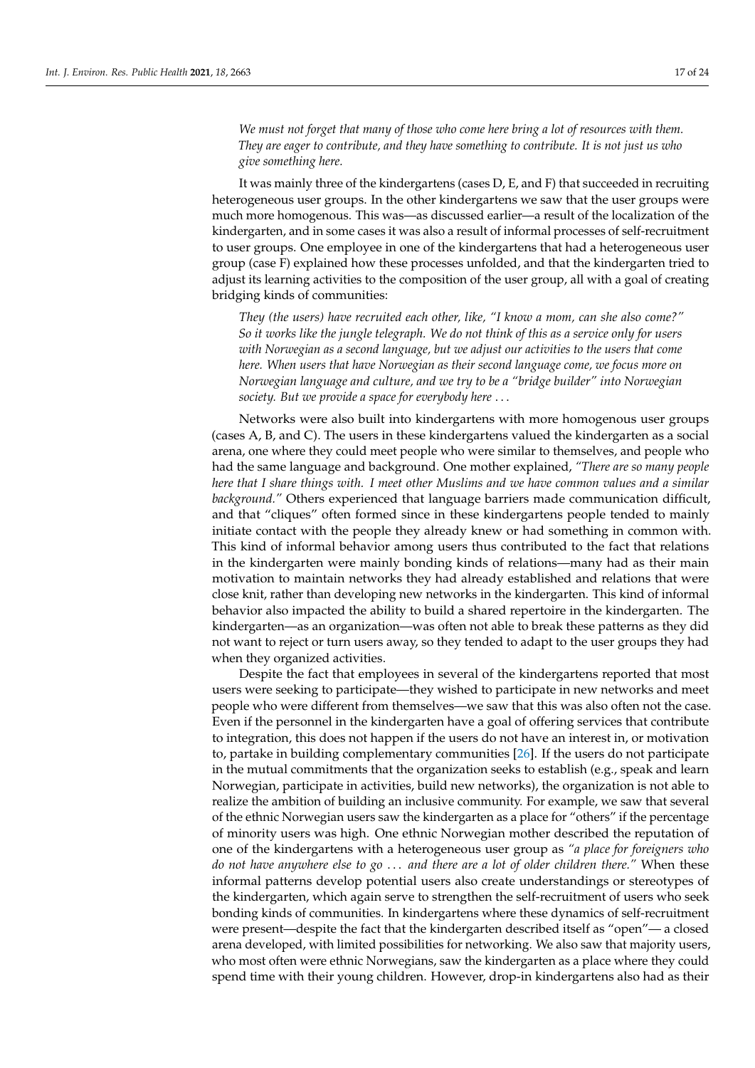*We must not forget that many of those who come here bring a lot of resources with them. They are eager to contribute, and they have something to contribute. It is not just us who give something here.*

It was mainly three of the kindergartens (cases D, E, and F) that succeeded in recruiting heterogeneous user groups. In the other kindergartens we saw that the user groups were much more homogenous. This was—as discussed earlier—a result of the localization of the kindergarten, and in some cases it was also a result of informal processes of self-recruitment to user groups. One employee in one of the kindergartens that had a heterogeneous user group (case F) explained how these processes unfolded, and that the kindergarten tried to adjust its learning activities to the composition of the user group, all with a goal of creating bridging kinds of communities:

*They (the users) have recruited each other, like, "I know a mom, can she also come?" So it works like the jungle telegraph. We do not think of this as a service only for users with Norwegian as a second language, but we adjust our activities to the users that come here. When users that have Norwegian as their second language come, we focus more on Norwegian language and culture, and we try to be a "bridge builder" into Norwegian society. But we provide a space for everybody here ...*

Networks were also built into kindergartens with more homogenous user groups (cases A, B, and C). The users in these kindergartens valued the kindergarten as a social arena, one where they could meet people who were similar to themselves, and people who had the same language and background. One mother explained, *"There are so many people here that I share things with. I meet other Muslims and we have common values and a similar background."* Others experienced that language barriers made communication difficult, and that "cliques" often formed since in these kindergartens people tended to mainly initiate contact with the people they already knew or had something in common with. This kind of informal behavior among users thus contributed to the fact that relations in the kindergarten were mainly bonding kinds of relations—many had as their main motivation to maintain networks they had already established and relations that were close knit, rather than developing new networks in the kindergarten. This kind of informal behavior also impacted the ability to build a shared repertoire in the kindergarten. The kindergarten—as an organization—was often not able to break these patterns as they did not want to reject or turn users away, so they tended to adapt to the user groups they had when they organized activities.

Despite the fact that employees in several of the kindergartens reported that most users were seeking to participate—they wished to participate in new networks and meet people who were different from themselves—we saw that this was also often not the case. Even if the personnel in the kindergarten have a goal of offering services that contribute to integration, this does not happen if the users do not have an interest in, or motivation to, partake in building complementary communities [26]. If the users do not participate in the mutual commitments that the organization seeks to establish (e.g., speak and learn Norwegian, participate in activities, build new networks), the organization is not able to realize the ambition of building an inclusive community. For example, we saw that several of the ethnic Norwegian users saw the kindergarten as a place for "others" if the percentage of minority users was high. One ethnic Norwegian mother described the reputation of one of the kindergartens with a heterogeneous user group as *"a place for foreigners who do not have anywhere else to go ... and there are a lot of older children there."* When these informal patterns develop potential users also create understandings or stereotypes of the kindergarten, which again serve to strengthen the self-recruitment of users who seek bonding kinds of communities. In kindergartens where these dynamics of self-recruitment were present—despite the fact that the kindergarten described itself as "open"— a closed arena developed, with limited possibilities for networking. We also saw that majority users, who most often were ethnic Norwegians, saw the kindergarten as a place where they could spend time with their young children. However, drop-in kindergartens also had as their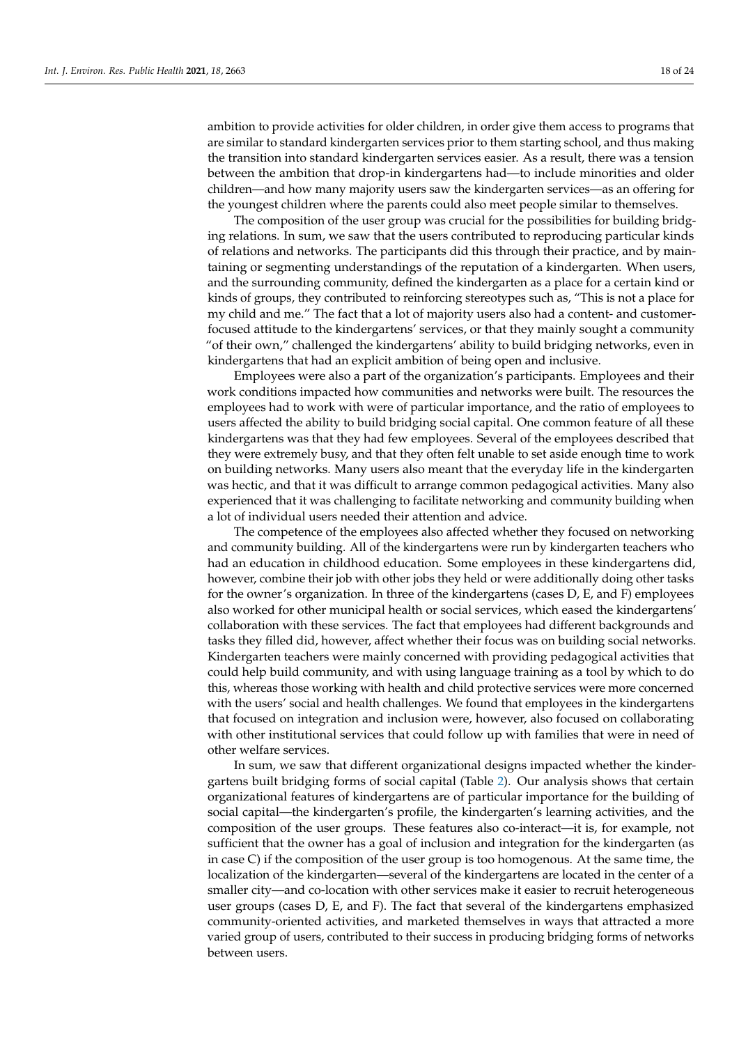ambition to provide activities for older children, in order give them access to programs that are similar to standard kindergarten services prior to them starting school, and thus making the transition into standard kindergarten services easier. As a result, there was a tension between the ambition that drop-in kindergartens had—to include minorities and older children—and how many majority users saw the kindergarten services—as an offering for the youngest children where the parents could also meet people similar to themselves.

The composition of the user group was crucial for the possibilities for building bridging relations. In sum, we saw that the users contributed to reproducing particular kinds of relations and networks. The participants did this through their practice, and by maintaining or segmenting understandings of the reputation of a kindergarten. When users, and the surrounding community, defined the kindergarten as a place for a certain kind or kinds of groups, they contributed to reinforcing stereotypes such as, "This is not a place for my child and me." The fact that a lot of majority users also had a content- and customer-focused attitude to the kindergartens' services, or that they mainly sought a community "of their own," challenged the kindergartens' ability to build bridging networks, even in kindergartens that had an explicit ambition of being open and inclusive.

Employees were also a part of the organization's participants. Employees and their work conditions impacted how communities and networks were built. The resources the employees had to work with were of particular importance, and the ratio of employees to users affected the ability to build bridging social capital. One common feature of all these kindergartens was that they had few employees. Several of the employees described that they were extremely busy, and that they often felt unable to set aside enough time to work on building networks. Many users also meant that the everyday life in the kindergarten was hectic, and that it was difficult to arrange common pedagogical activities. Many also experienced that it was challenging to facilitate networking and community building when a lot of individual users needed their attention and advice.

The competence of the employees also affected whether they focused on networking and community building. All of the kindergartens were run by kindergarten teachers who had an education in childhood education. Some employees in these kindergartens did, however, combine their job with other jobs they held or were additionally doing other tasks for the owner's organization. In three of the kindergartens (cases D, E, and F) employees also worked for other municipal health or social services, which eased the kindergartens' collaboration with these services. The fact that employees had different backgrounds and tasks they filled did, however, affect whether their focus was on building social networks. Kindergarten teachers were mainly concerned with providing pedagogical activities that could help build community, and with using language training as a tool by which to do this, whereas those working with health and child protective services were more concerned with the users' social and health challenges. We found that employees in the kindergartens that focused on integration and inclusion were, however, also focused on collaborating with other institutional services that could follow up with families that were in need of other welfare services.

In sum, we saw that different organizational designs impacted whether the kindergartens built bridging forms of social capital (Table 2). Our analysis shows that certain organizational features of kindergartens are of particular importance for the building of social capital—the kindergarten's profile, the kindergarten's learning activities, and the composition of the user groups. These features also co-interact—it is, for example, not sufficient that the owner has a goal of inclusion and integration for the kindergarten (as in case C) if the composition of the user group is too homogenous. At the same time, the localization of the kindergarten—several of the kindergartens are located in the center of a smaller city—and co-location with other services make it easier to recruit heterogeneous user groups (cases D, E, and F). The fact that several of the kindergartens emphasized community-oriented activities, and marketed themselves in ways that attracted a more varied group of users, contributed to their success in producing bridging forms of networks between users.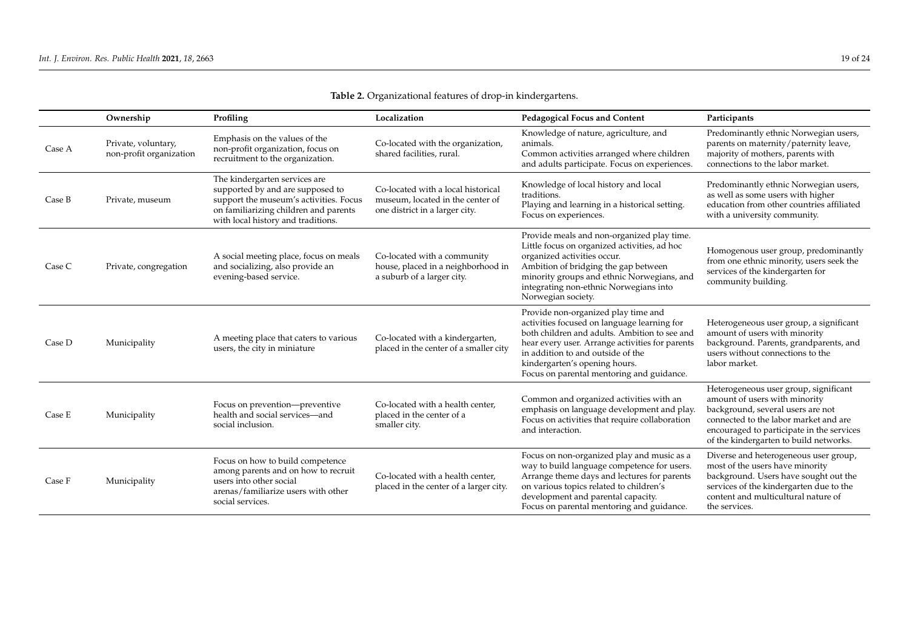**Table 2.** Organizational features of drop-in kindergartens.

| | Ownership | Profiling | Localization | Pedagogical Focus and Content | Participants |
|---|---|---|---|---|---|
| Case A | Private, voluntary, non-profit organization | Emphasis on the values of the non-profit organization, focus on recruitment to the organization. | Co-located with the organization, shared facilities, rural. | Knowledge of nature, agriculture, and animals. Common activities arranged where children and adults participate. Focus on experiences. | Predominantly ethnic Norwegian users, parents on maternity/paternity leave, majority of mothers, parents with connections to the labor market. |
| Case B | Private, museum | The kindergarten services are supported by and are supposed to support the museum's activities. Focus on familiarizing children and parents with local history and traditions. | Co-located with a local historical museum, located in the center of one district in a larger city. | Knowledge of local history and local traditions. Playing and learning in a historical setting. Focus on experiences. | Predominantly ethnic Norwegian users, as well as some users with higher education from other countries affiliated with a university community. |
| Case C | Private, congregation | A social meeting place, focus on meals and socializing, also provide an evening-based service. | Co-located with a community house, placed in a neighborhood in a suburb of a larger city. | Provide meals and non-organized play time. Little focus on organized activities, ad hoc organized activities occur. Ambition of bridging the gap between minority groups and ethnic Norwegians, and integrating non-ethnic Norwegians into Norwegian society. | Homogenous user group, predominantly from one ethnic minority, users seek the services of the kindergarten for community building. |
| Case D | Municipality | A meeting place that caters to various users, the city in miniature | Co-located with a kindergarten, placed in the center of a smaller city | Provide non-organized play time and activities focused on language learning for both children and adults. Ambition to see and hear every user. Arrange activities for parents in addition to and outside of the kindergarten's opening hours. Focus on parental mentoring and guidance. | Heterogeneous user group, a significant amount of users with minority background. Parents, grandparents, and users without connections to the labor market. |
| Case E | Municipality | Focus on prevention—preventive health and social services—and social inclusion. | Co-located with a health center, placed in the center of a smaller city. | Common and organized activities with an emphasis on language development and play. Focus on activities that require collaboration and interaction. | Heterogeneous user group, significant amount of users with minority background, several users are not connected to the labor market and are encouraged to participate in the services of the kindergarten to build networks. |
| Case F | Municipality | Focus on how to build competence among parents and on how to recruit users into other social arenas/familiarize users with other social services. | Co-located with a health center, placed in the center of a larger city. | Focus on non-organized play and music as a way to build language competence for users. Arrange theme days and lectures for parents on various topics related to children's development and parental capacity. Focus on parental mentoring and guidance. | Diverse and heterogeneous user group, most of the users have minority background. Users have sought out the services of the kindergarten due to the content and multicultural nature of the services. |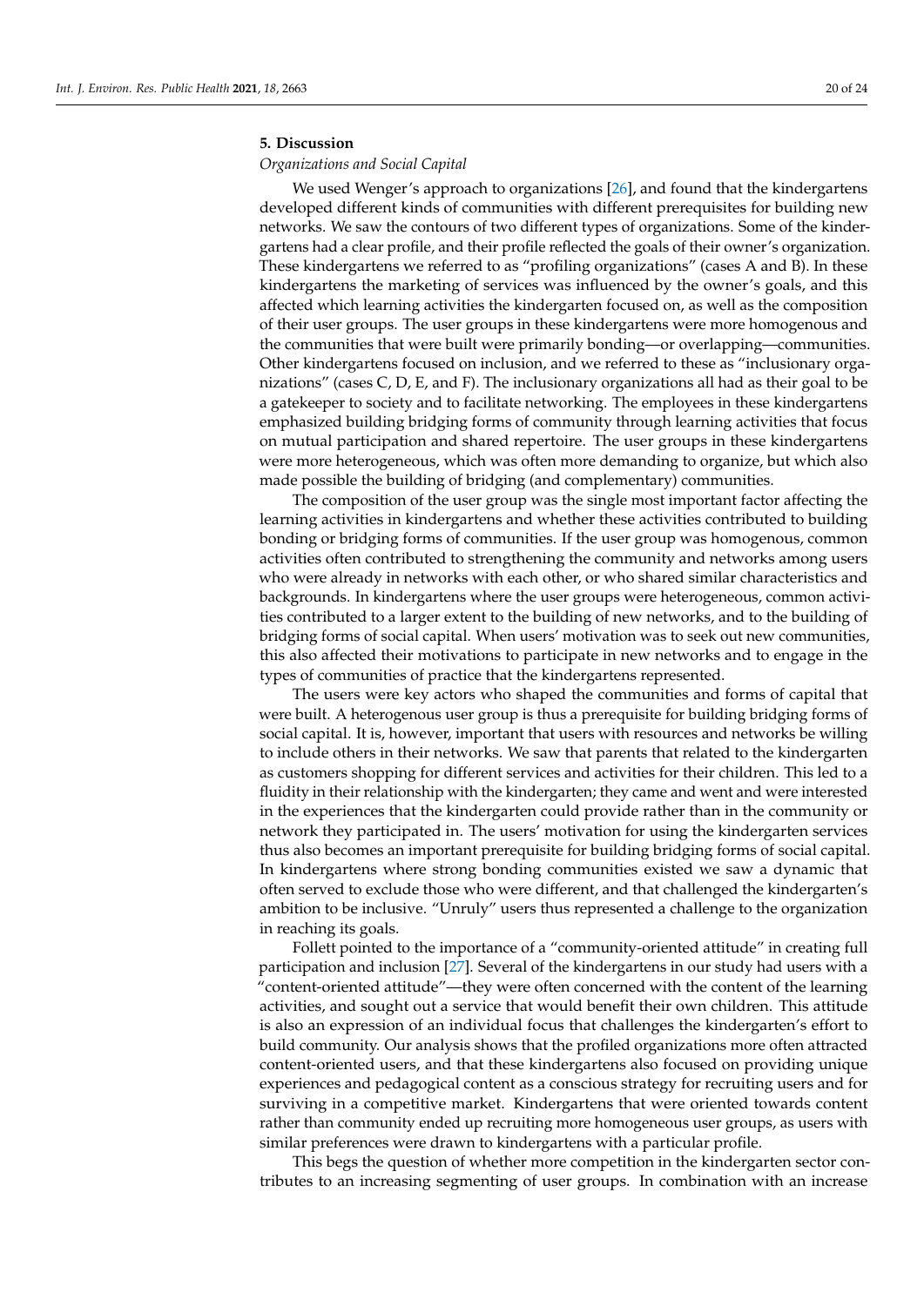## 5. Discussion

*Organizations and Social Capital*

We used Wenger's approach to organizations [26], and found that the kindergartens developed different kinds of communities with different prerequisites for building new networks. We saw the contours of two different types of organizations. Some of the kindergartens had a clear profile, and their profile reflected the goals of their owner's organization. These kindergartens we referred to as "profiling organizations" (cases A and B). In these kindergartens the marketing of services was influenced by the owner's goals, and this affected which learning activities the kindergarten focused on, as well as the composition of their user groups. The user groups in these kindergartens were more homogenous and the communities that were built were primarily bonding—or overlapping—communities. Other kindergartens focused on inclusion, and we referred to these as "inclusionary organizations" (cases C, D, E, and F). The inclusionary organizations all had as their goal to be a gatekeeper to society and to facilitate networking. The employees in these kindergartens emphasized building bridging forms of community through learning activities that focus on mutual participation and shared repertoire. The user groups in these kindergartens were more heterogeneous, which was often more demanding to organize, but which also made possible the building of bridging (and complementary) communities.

The composition of the user group was the single most important factor affecting the learning activities in kindergartens and whether these activities contributed to building bonding or bridging forms of communities. If the user group was homogenous, common activities often contributed to strengthening the community and networks among users who were already in networks with each other, or who shared similar characteristics and backgrounds. In kindergartens where the user groups were heterogeneous, common activities contributed to a larger extent to the building of new networks, and to the building of bridging forms of social capital. When users' motivation was to seek out new communities, this also affected their motivations to participate in new networks and to engage in the types of communities of practice that the kindergartens represented.

The users were key actors who shaped the communities and forms of capital that were built. A heterogenous user group is thus a prerequisite for building bridging forms of social capital. It is, however, important that users with resources and networks be willing to include others in their networks. We saw that parents that related to the kindergarten as customers shopping for different services and activities for their children. This led to a fluidity in their relationship with the kindergarten; they came and went and were interested in the experiences that the kindergarten could provide rather than in the community or network they participated in. The users' motivation for using the kindergarten services thus also becomes an important prerequisite for building bridging forms of social capital. In kindergartens where strong bonding communities existed we saw a dynamic that often served to exclude those who were different, and that challenged the kindergarten's ambition to be inclusive. "Unruly" users thus represented a challenge to the organization in reaching its goals.

Follett pointed to the importance of a "community-oriented attitude" in creating full participation and inclusion [27]. Several of the kindergartens in our study had users with a "content-oriented attitude"—they were often concerned with the content of the learning activities, and sought out a service that would benefit their own children. This attitude is also an expression of an individual focus that challenges the kindergarten's effort to build community. Our analysis shows that the profiled organizations more often attracted content-oriented users, and that these kindergartens also focused on providing unique experiences and pedagogical content as a conscious strategy for recruiting users and for surviving in a competitive market. Kindergartens that were oriented towards content rather than community ended up recruiting more homogeneous user groups, as users with similar preferences were drawn to kindergartens with a particular profile.

This begs the question of whether more competition in the kindergarten sector contributes to an increasing segmenting of user groups. In combination with an increase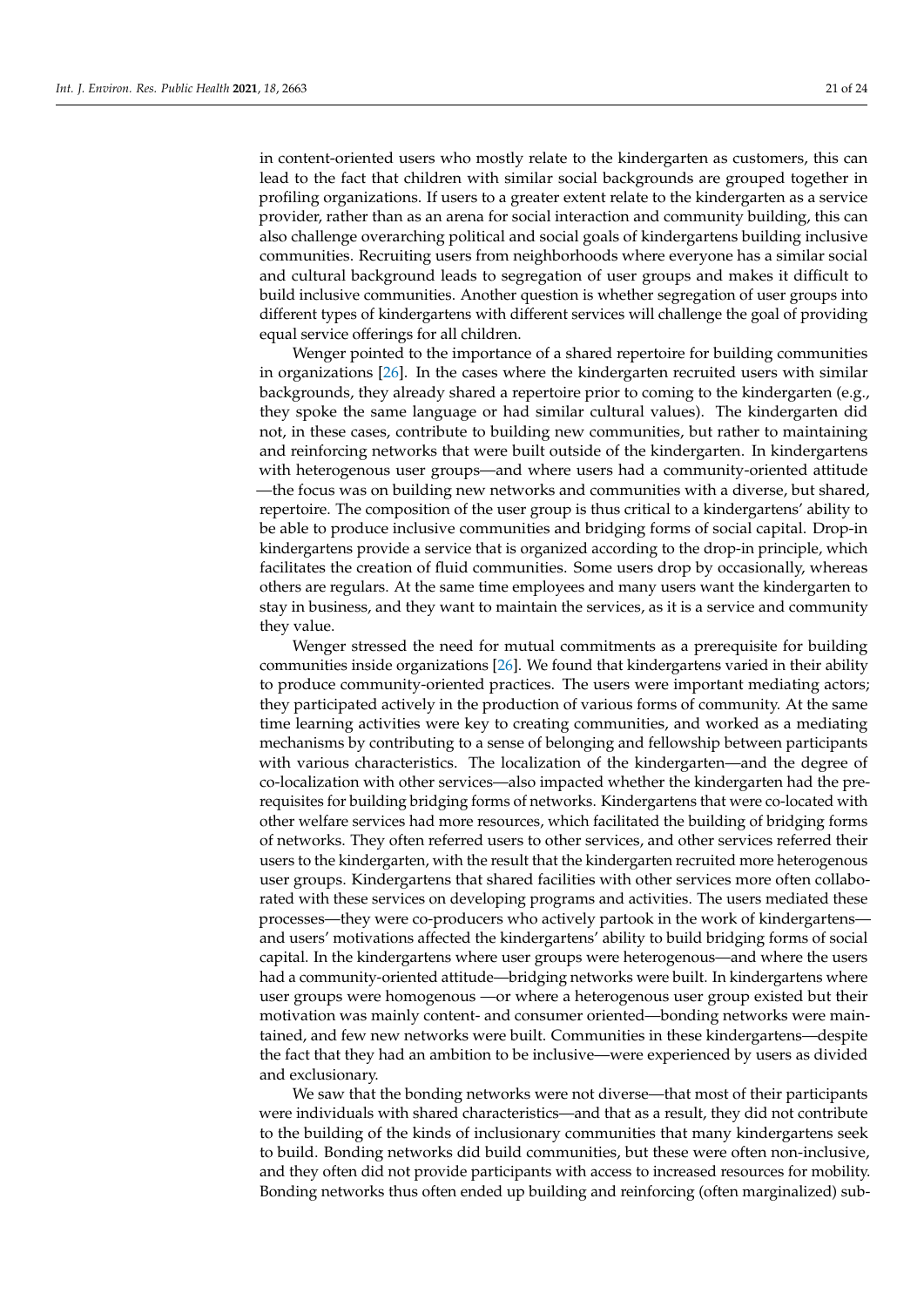in content-oriented users who mostly relate to the kindergarten as customers, this can lead to the fact that children with similar social backgrounds are grouped together in profiling organizations. If users to a greater extent relate to the kindergarten as a service provider, rather than as an arena for social interaction and community building, this can also challenge overarching political and social goals of kindergartens building inclusive communities. Recruiting users from neighborhoods where everyone has a similar social and cultural background leads to segregation of user groups and makes it difficult to build inclusive communities. Another question is whether segregation of user groups into different types of kindergartens with different services will challenge the goal of providing equal service offerings for all children.

Wenger pointed to the importance of a shared repertoire for building communities in organizations [26]. In the cases where the kindergarten recruited users with similar backgrounds, they already shared a repertoire prior to coming to the kindergarten (e.g., they spoke the same language or had similar cultural values). The kindergarten did not, in these cases, contribute to building new communities, but rather to maintaining and reinforcing networks that were built outside of the kindergarten. In kindergartens with heterogenous user groups—and where users had a community-oriented attitude—the focus was on building new networks and communities with a diverse, but shared, repertoire. The composition of the user group is thus critical to a kindergartens' ability to be able to produce inclusive communities and bridging forms of social capital. Drop-in kindergartens provide a service that is organized according to the drop-in principle, which facilitates the creation of fluid communities. Some users drop by occasionally, whereas others are regulars. At the same time employees and many users want the kindergarten to stay in business, and they want to maintain the services, as it is a service and community they value.

Wenger stressed the need for mutual commitments as a prerequisite for building communities inside organizations [26]. We found that kindergartens varied in their ability to produce community-oriented practices. The users were important mediating actors; they participated actively in the production of various forms of community. At the same time learning activities were key to creating communities, and worked as a mediating mechanisms by contributing to a sense of belonging and fellowship between participants with various characteristics. The localization of the kindergarten—and the degree of co-localization with other services—also impacted whether the kindergarten had the prerequisites for building bridging forms of networks. Kindergartens that were co-located with other welfare services had more resources, which facilitated the building of bridging forms of networks. They often referred users to other services, and other services referred their users to the kindergarten, with the result that the kindergarten recruited more heterogenous user groups. Kindergartens that shared facilities with other services more often collaborated with these services on developing programs and activities. The users mediated these processes—they were co-producers who actively partook in the work of kindergartens—and users' motivations affected the kindergartens' ability to build bridging forms of social capital. In the kindergartens where user groups were heterogenous—and where the users had a community-oriented attitude—bridging networks were built. In kindergartens where user groups were homogenous —or where a heterogenous user group existed but their motivation was mainly content- and consumer oriented—bonding networks were maintained, and few new networks were built. Communities in these kindergartens—despite the fact that they had an ambition to be inclusive—were experienced by users as divided and exclusionary.

We saw that the bonding networks were not diverse—that most of their participants were individuals with shared characteristics—and that as a result, they did not contribute to the building of the kinds of inclusionary communities that many kindergartens seek to build. Bonding networks did build communities, but these were often non-inclusive, and they often did not provide participants with access to increased resources for mobility. Bonding networks thus often ended up building and reinforcing (often marginalized) sub-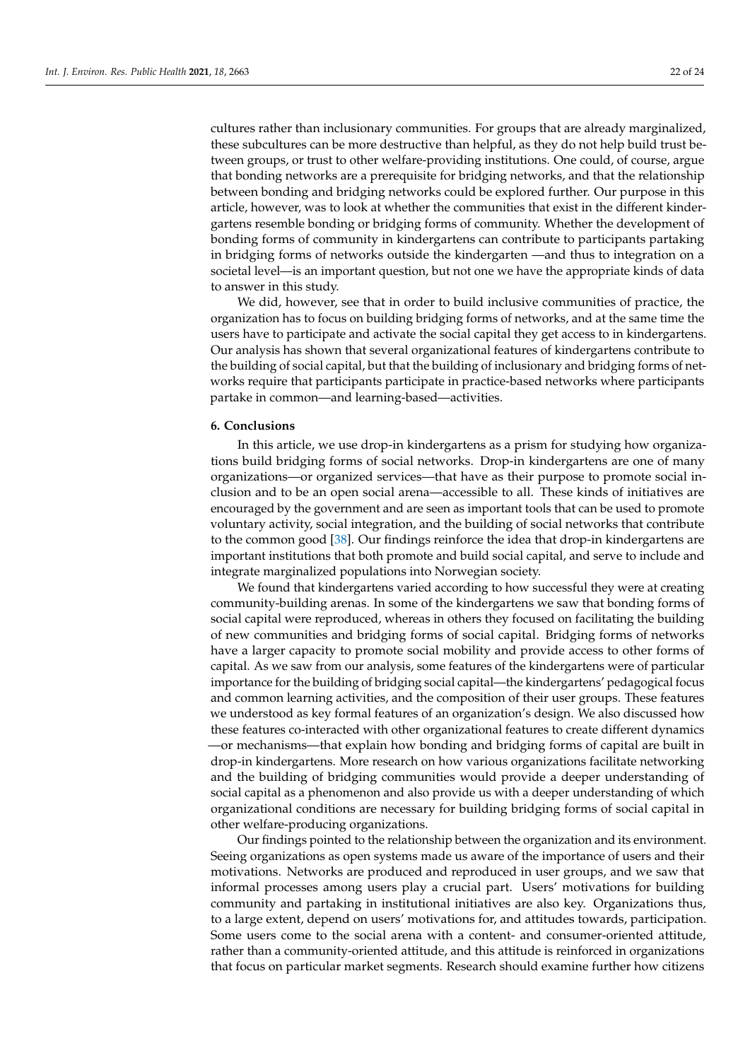cultures rather than inclusionary communities. For groups that are already marginalized, these subcultures can be more destructive than helpful, as they do not help build trust between groups, or trust to other welfare-providing institutions. One could, of course, argue that bonding networks are a prerequisite for bridging networks, and that the relationship between bonding and bridging networks could be explored further. Our purpose in this article, however, was to look at whether the communities that exist in the different kindergartens resemble bonding or bridging forms of community. Whether the development of bonding forms of community in kindergartens can contribute to participants partaking in bridging forms of networks outside the kindergarten —and thus to integration on a societal level—is an important question, but not one we have the appropriate kinds of data to answer in this study.

We did, however, see that in order to build inclusive communities of practice, the organization has to focus on building bridging forms of networks, and at the same time the users have to participate and activate the social capital they get access to in kindergartens. Our analysis has shown that several organizational features of kindergartens contribute to the building of social capital, but that the building of inclusionary and bridging forms of networks require that participants participate in practice-based networks where participants partake in common—and learning-based—activities.

## 6. Conclusions

In this article, we use drop-in kindergartens as a prism for studying how organizations build bridging forms of social networks. Drop-in kindergartens are one of many organizations—or organized services—that have as their purpose to promote social inclusion and to be an open social arena—accessible to all. These kinds of initiatives are encouraged by the government and are seen as important tools that can be used to promote voluntary activity, social integration, and the building of social networks that contribute to the common good [38]. Our findings reinforce the idea that drop-in kindergartens are important institutions that both promote and build social capital, and serve to include and integrate marginalized populations into Norwegian society.

We found that kindergartens varied according to how successful they were at creating community-building arenas. In some of the kindergartens we saw that bonding forms of social capital were reproduced, whereas in others they focused on facilitating the building of new communities and bridging forms of social capital. Bridging forms of networks have a larger capacity to promote social mobility and provide access to other forms of capital. As we saw from our analysis, some features of the kindergartens were of particular importance for the building of bridging social capital—the kindergartens' pedagogical focus and common learning activities, and the composition of their user groups. These features we understood as key formal features of an organization's design. We also discussed how these features co-interacted with other organizational features to create different dynamics —or mechanisms—that explain how bonding and bridging forms of capital are built in drop-in kindergartens. More research on how various organizations facilitate networking and the building of bridging communities would provide a deeper understanding of social capital as a phenomenon and also provide us with a deeper understanding of which organizational conditions are necessary for building bridging forms of social capital in other welfare-producing organizations.

Our findings pointed to the relationship between the organization and its environment. Seeing organizations as open systems made us aware of the importance of users and their motivations. Networks are produced and reproduced in user groups, and we saw that informal processes among users play a crucial part. Users' motivations for building community and partaking in institutional initiatives are also key. Organizations thus, to a large extent, depend on users' motivations for, and attitudes towards, participation. Some users come to the social arena with a content- and consumer-oriented attitude, rather than a community-oriented attitude, and this attitude is reinforced in organizations that focus on particular market segments. Research should examine further how citizens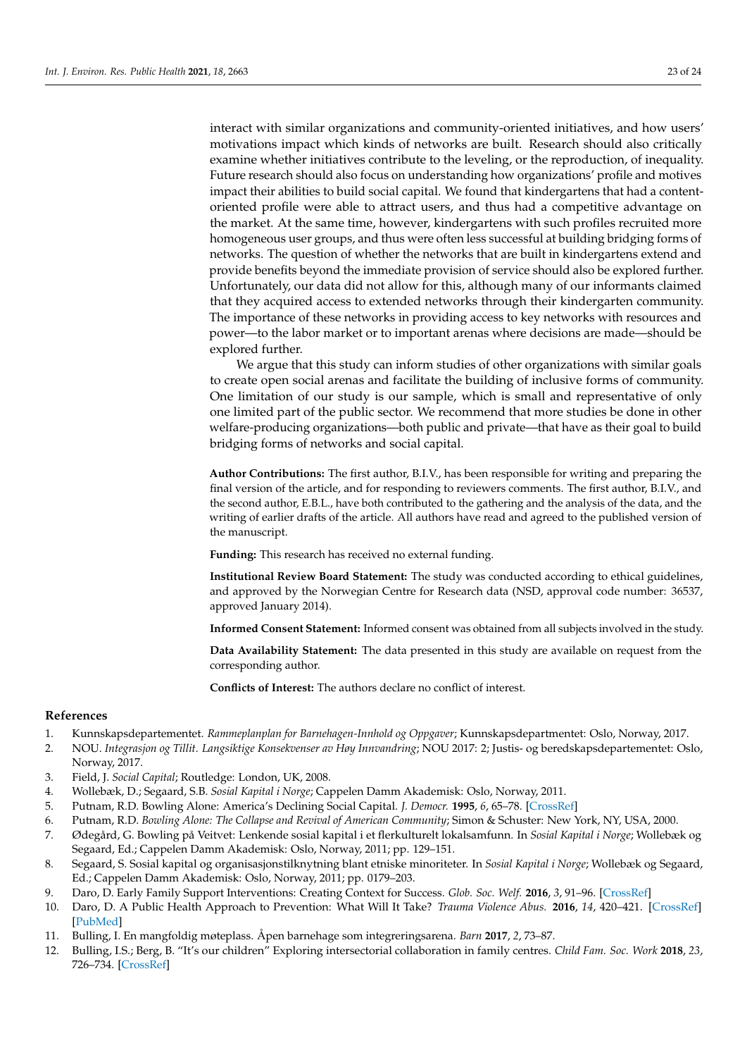interact with similar organizations and community-oriented initiatives, and how users' motivations impact which kinds of networks are built. Research should also critically examine whether initiatives contribute to the leveling, or the reproduction, of inequality. Future research should also focus on understanding how organizations' profile and motives impact their abilities to build social capital. We found that kindergartens that had a content-oriented profile were able to attract users, and thus had a competitive advantage on the market. At the same time, however, kindergartens with such profiles recruited more homogeneous user groups, and thus were often less successful at building bridging forms of networks. The question of whether the networks that are built in kindergartens extend and provide benefits beyond the immediate provision of service should also be explored further. Unfortunately, our data did not allow for this, although many of our informants claimed that they acquired access to extended networks through their kindergarten community. The importance of these networks in providing access to key networks with resources and power—to the labor market or to important arenas where decisions are made—should be explored further.

We argue that this study can inform studies of other organizations with similar goals to create open social arenas and facilitate the building of inclusive forms of community. One limitation of our study is our sample, which is small and representative of only one limited part of the public sector. We recommend that more studies be done in other welfare-producing organizations—both public and private—that have as their goal to build bridging forms of networks and social capital.

**Author Contributions:** The first author, B.I.V., has been responsible for writing and preparing the final version of the article, and for responding to reviewers comments. The first author, B.I.V., and the second author, E.B.L., have both contributed to the gathering and the analysis of the data, and the writing of earlier drafts of the article. All authors have read and agreed to the published version of the manuscript.

**Funding:** This research has received no external funding.

**Institutional Review Board Statement:** The study was conducted according to ethical guidelines, and approved by the Norwegian Centre for Research data (NSD, approval code number: 36537, approved January 2014).

**Informed Consent Statement:** Informed consent was obtained from all subjects involved in the study.

**Data Availability Statement:** The data presented in this study are available on request from the corresponding author.

**Conflicts of Interest:** The authors declare no conflict of interest.

## References

1. Kunnskapsdepartementet. *Rammeplanplan for Barnehagen-Innhold og Oppgaver*; Kunnskapsdepartmentet: Oslo, Norway, 2017.
2. NOU. *Integrasjon og Tillit. Langsiktige Konsekvenser av Høy Innvandring*; NOU 2017: 2; Justis- og beredskapsdepartementet: Oslo, Norway, 2017.
3. Field, J. *Social Capital*; Routledge: London, UK, 2008.
4. Wollebæk, D.; Segaard, S.B. *Sosial Kapital i Norge*; Cappelen Damm Akademisk: Oslo, Norway, 2011.
5. Putnam, R.D. Bowling Alone: America's Declining Social Capital. *J. Democr.* **1995**, *6*, 65–78. [CrossRef]
6. Putnam, R.D. *Bowling Alone: The Collapse and Revival of American Community*; Simon & Schuster: New York, NY, USA, 2000.
7. Ødegård, G. Bowling på Veitvet: Lenkende sosial kapital i et flerkulturelt lokalsamfunn. In *Sosial Kapital i Norge*; Wollebæk og Segaard, Ed.; Cappelen Damm Akademisk: Oslo, Norway, 2011; pp. 129–151.
8. Segaard, S. Sosial kapital og organisasjonstilknytning blant etniske minoriteter. In *Sosial Kapital i Norge*; Wollebæk og Segaard, Ed.; Cappelen Damm Akademisk: Oslo, Norway, 2011; pp. 0179–203.
9. Daro, D. Early Family Support Interventions: Creating Context for Success. *Glob. Soc. Welf.* **2016**, *3*, 91–96. [CrossRef]
10. Daro, D. A Public Health Approach to Prevention: What Will It Take? *Trauma Violence Abus.* **2016**, *14*, 420–421. [CrossRef] [PubMed]
11. Bulling, I. En mangfoldig møteplass. Åpen barnehage som integreringsarena. *Barn* **2017**, *2*, 73–87.
12. Bulling, I.S.; Berg, B. "It's our children" Exploring intersectional collaboration in family centres. *Child Fam. Soc. Work* **2018**, *23*, 726–734. [CrossRef]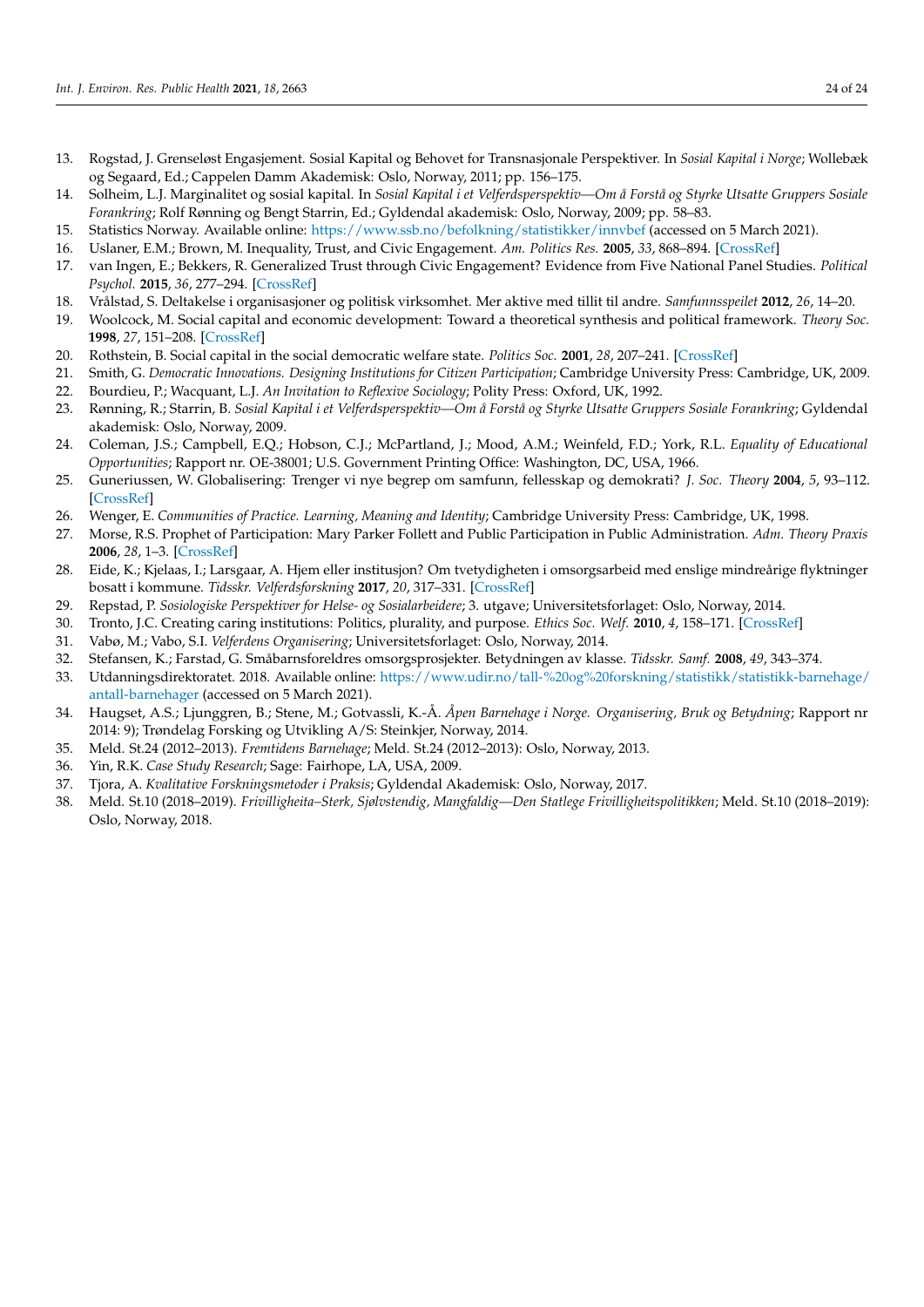13. Rogstad, J. Grenseløst Engasjement. Sosial Kapital og Behovet for Transnasjonale Perspektiver. In *Sosial Kapital i Norge*; Wollebæk og Segaard, Ed.; Cappelen Damm Akademisk: Oslo, Norway, 2011; pp. 156–175.
14. Solheim, L.J. Marginalitet og sosial kapital. In *Sosial Kapital i et Velferdsperspektiv—Om å Forstå og Styrke Utsatte Gruppers Sosiale Forankring*; Rolf Rønning og Bengt Starrin, Ed.; Gyldendal akademisk: Oslo, Norway, 2009; pp. 58–83.
15. Statistics Norway. Available online: https://www.ssb.no/befolkning/statistikker/innvbef (accessed on 5 March 2021).
16. Uslaner, E.M.; Brown, M. Inequality, Trust, and Civic Engagement. *Am. Politics Res.* **2005**, *33*, 868–894. [CrossRef]
17. van Ingen, E.; Bekkers, R. Generalized Trust through Civic Engagement? Evidence from Five National Panel Studies. *Political Psychol.* **2015**, *36*, 277–294. [CrossRef]
18. Vrålstad, S. Deltakelse i organisasjoner og politisk virksomhet. Mer aktive med tillit til andre. *Samfunnsspeilet* **2012**, *26*, 14–20.
19. Woolcock, M. Social capital and economic development: Toward a theoretical synthesis and political framework. *Theory Soc.* **1998**, *27*, 151–208. [CrossRef]
20. Rothstein, B. Social capital in the social democratic welfare state. *Politics Soc.* **2001**, *28*, 207–241. [CrossRef]
21. Smith, G. *Democratic Innovations. Designing Institutions for Citizen Participation*; Cambridge University Press: Cambridge, UK, 2009.
22. Bourdieu, P.; Wacquant, L.J. *An Invitation to Reflexive Sociology*; Polity Press: Oxford, UK, 1992.
23. Rønning, R.; Starrin, B. *Sosial Kapital i et Velferdsperspektiv—Om å Forstå og Styrke Utsatte Gruppers Sosiale Forankring*; Gyldendal akademisk: Oslo, Norway, 2009.
24. Coleman, J.S.; Campbell, E.Q.; Hobson, C.J.; McPartland, J.; Mood, A.M.; Weinfeld, F.D.; York, R.L. *Equality of Educational Opportunities*; Rapport nr. OE-38001; U.S. Government Printing Office: Washington, DC, USA, 1966.
25. Guneriussen, W. Globalisering: Trenger vi nye begrep om samfunn, fellesskap og demokrati? *J. Soc. Theory* **2004**, *5*, 93–112. [CrossRef]
26. Wenger, E. *Communities of Practice. Learning, Meaning and Identity*; Cambridge University Press: Cambridge, UK, 1998.
27. Morse, R.S. Prophet of Participation: Mary Parker Follett and Public Participation in Public Administration. *Adm. Theory Praxis* **2006**, *28*, 1–3. [CrossRef]
28. Eide, K.; Kjelaas, I.; Larsgaar, A. Hjem eller institusjon? Om tvetydigheten i omsorgsarbeid med enslige mindreårige flyktninger bosatt i kommune. *Tidsskr. Velferdsforskning* **2017**, *20*, 317–331. [CrossRef]
29. Repstad, P. *Sosiologiske Perspektiver for Helse- og Sosialarbeidere*; 3. utgave; Universitetsforlaget: Oslo, Norway, 2014.
30. Tronto, J.C. Creating caring institutions: Politics, plurality, and purpose. *Ethics Soc. Welf.* **2010**, *4*, 158–171. [CrossRef]
31. Vabø, M.; Vabo, S.I. *Velferdens Organisering*; Universitetsforlaget: Oslo, Norway, 2014.
32. Stefansen, K.; Farstad, G. Småbarnsforeldres omsorgsprosjekter. Betydningen av klasse. *Tidsskr. Samf.* **2008**, *49*, 343–374.
33. Utdanningsdirektoratet. 2018. Available online: https://www.udir.no/tall-%20og%20forskning/statistikk/statistikk-barnehage/antall-barnehager (accessed on 5 March 2021).
34. Haugset, A.S.; Ljunggren, B.; Stene, M.; Gotvassli, K.-Å. *Åpen Barnehage i Norge. Organisering, Bruk og Betydning*; Rapport nr 2014: 9); Trøndelag Forsking og Utvikling A/S: Steinkjer, Norway, 2014.
35. Meld. St.24 (2012–2013). *Fremtidens Barnehage*; Meld. St.24 (2012–2013): Oslo, Norway, 2013.
36. Yin, R.K. *Case Study Research*; Sage: Fairhope, LA, USA, 2009.
37. Tjora, A. *Kvalitative Forskningsmetoder i Praksis*; Gyldendal Akademisk: Oslo, Norway, 2017.
38. Meld. St.10 (2018–2019). *Frivilligheita–Sterk, Sjølvstendig, Mangfaldig—Den Statlege Frivilligheitspolitikken*; Meld. St.10 (2018–2019): Oslo, Norway, 2018.